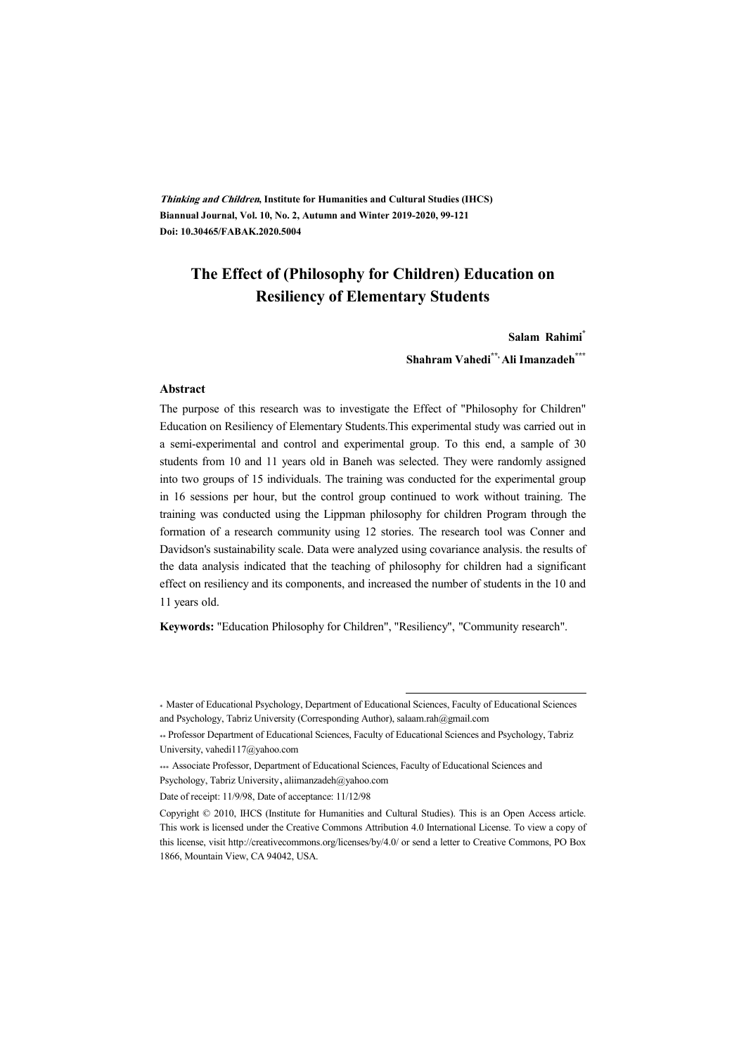*Thinking and Children*, **Institute for Humanities and Cultural Studies (IHCS)**
**Biannual Journal, Vol. 10, No. 2, Autumn and Winter 2019-2020, 99-121**
**Doi: 10.30465/FABAK.2020.5004**

# The Effect of (Philosophy for Children) Education on Resiliency of Elementary Students

**Salam Rahimi**[*]

**Shahram Vahedi**[**]**, Ali Imanzadeh**[***]

### Abstract

The purpose of this research was to investigate the Effect of "Philosophy for Children" Education on Resiliency of Elementary Students.This experimental study was carried out in a semi-experimental and control and experimental group. To this end, a sample of 30 students from 10 and 11 years old in Baneh was selected. They were randomly assigned into two groups of 15 individuals. The training was conducted for the experimental group in 16 sessions per hour, but the control group continued to work without training. The training was conducted using the Lippman philosophy for children Program through the formation of a research community using 12 stories. The research tool was Conner and Davidson's sustainability scale. Data were analyzed using covariance analysis. the results of the data analysis indicated that the teaching of philosophy for children had a significant effect on resiliency and its components, and increased the number of students in the 10 and 11 years old.

**Keywords:** "Education Philosophy for Children", "Resiliency", "Community research".

---

[*] Master of Educational Psychology, Department of Educational Sciences, Faculty of Educational Sciences and Psychology, Tabriz University (Corresponding Author), salaam.rah@gmail.com

[**] Professor Department of Educational Sciences, Faculty of Educational Sciences and Psychology, Tabriz University, vahedi117@yahoo.com

[***] Associate Professor, Department of Educational Sciences, Faculty of Educational Sciences and Psychology, Tabriz University, aliimanzadeh@yahoo.com

Date of receipt: 11/9/98, Date of acceptance: 11/12/98

Copyright © 2010, IHCS (Institute for Humanities and Cultural Studies). This is an Open Access article. This work is licensed under the Creative Commons Attribution 4.0 International License. To view a copy of this license, visit http://creativecommons.org/licenses/by/4.0/ or send a letter to Creative Commons, PO Box 1866, Mountain View, CA 94042, USA.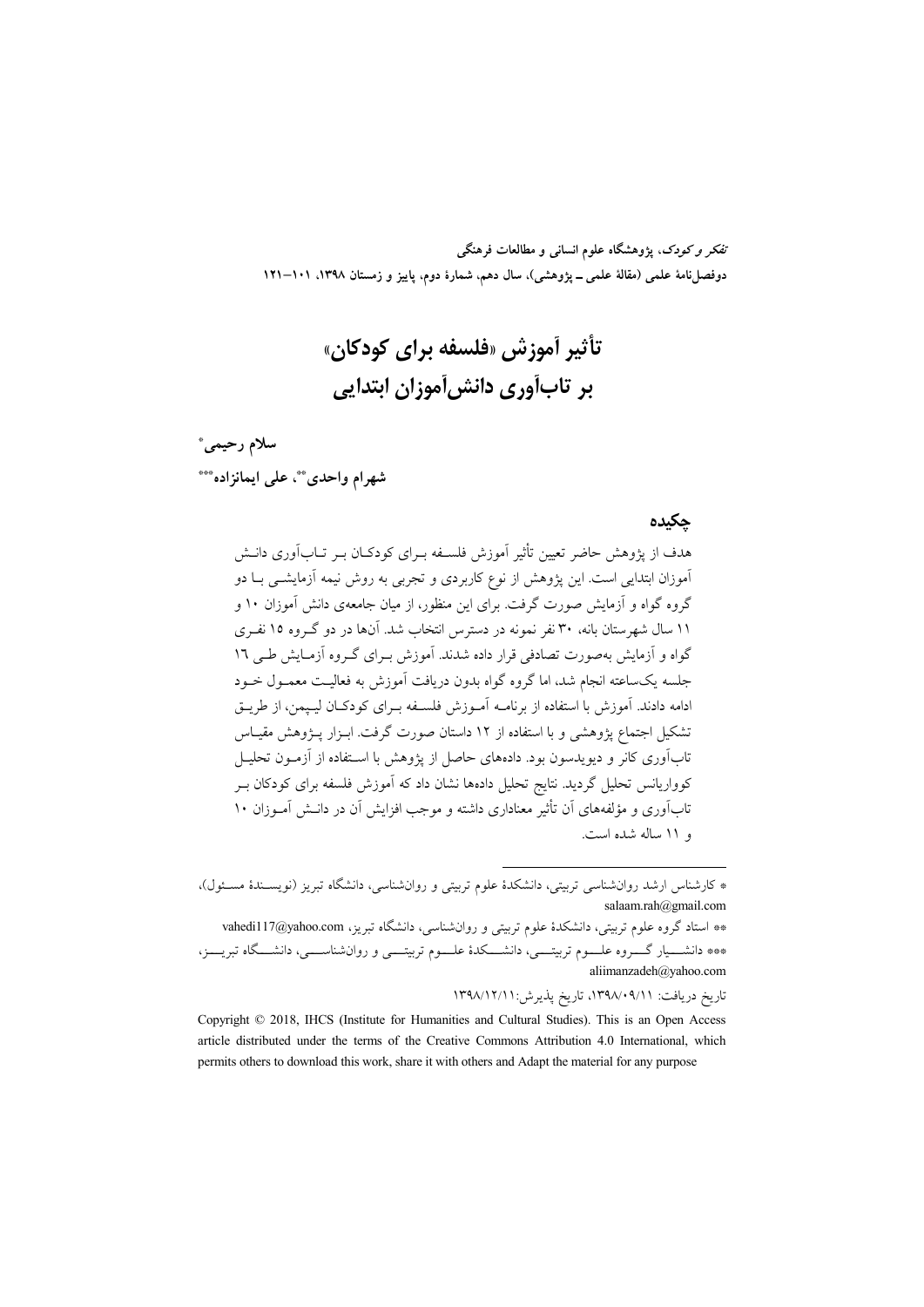# تأثیر آموزش «فلسفه برای کودکان» بر تاب‌آوری دانش‌آموزان ابتدایی

**سلام رحیمی***

**شهرام واحدی**، علی ایمانزاده*****

## چکیده

هدف از پژوهش حاضر تعیین تأثیر آموزش فلسفه برای کودکان بر تاب‌آوری دانش آموزان ابتدایی است. این پژوهش از نوع کاربردی و تجربی به روش نیمه آزمایشی با دو گروه گواه و آزمایش صورت گرفت. برای این منظور، از میان جامعه‌ی دانش آموزان ۱۰ و ۱۱ سال شهرستان بانه، ۳۰ نفر نمونه در دسترس انتخاب شد. آن‌ها در دو گروه ۱۵ نفری گواه و آزمایش به‌صورت تصادفی قرار داده شدند. آموزش برای گروه آزمایش طی ۱۶ جلسه یک‌ساعته انجام شد، اما گروه گواه بدون دریافت آموزش به فعالیت معمول خود ادامه دادند. آموزش با استفاده از برنامه آموزش فلسفه برای کودکان لیپمن، از طریق تشکیل اجتماع پژوهشی و با استفاده از ۱۲ داستان صورت گرفت. ابزار پژوهش مقیاس تاب‌آوری کانر و دیویدسون بود. داده‌های حاصل از پژوهش با استفاده از آزمون تحلیل کوواریانس تحلیل گردید. نتایج تحلیل داده‌ها نشان داد که آموزش فلسفه برای کودکان بر تاب‌آوری و مؤلفه‌های آن تأثیر معناداری داشته و موجب افزایش آن در دانش آموزان ۱۰ و ۱۱ ساله شده است.

---

* کارشناس ارشد روان‌شناسی تربیتی، دانشکدهٔ علوم تربیتی و روان‌شناسی، دانشگاه تبریز (نویسندهٔ مسئول)، salaam.rah@gmail.com

** استاد گروه علوم تربیتی، دانشکدهٔ علوم تربیتی و روان‌شناسی، دانشگاه تبریز، vahedi117@yahoo.com

*** دانشیار گروه علوم تربیتی، دانشکدهٔ علوم تربیتی و روان‌شناسی، دانشگاه تبریز، aliimanzadeh@yahoo.com

تاریخ دریافت: ۱۳۹۸/۰۹/۱۱، تاریخ پذیرش: ۱۳۹۸/۱۲/۱۱

Copyright © 2018, IHCS (Institute for Humanities and Cultural Studies). This is an Open Access article distributed under the terms of the Creative Commons Attribution 4.0 International, which permits others to download this work, share it with others and Adapt the material for any purpose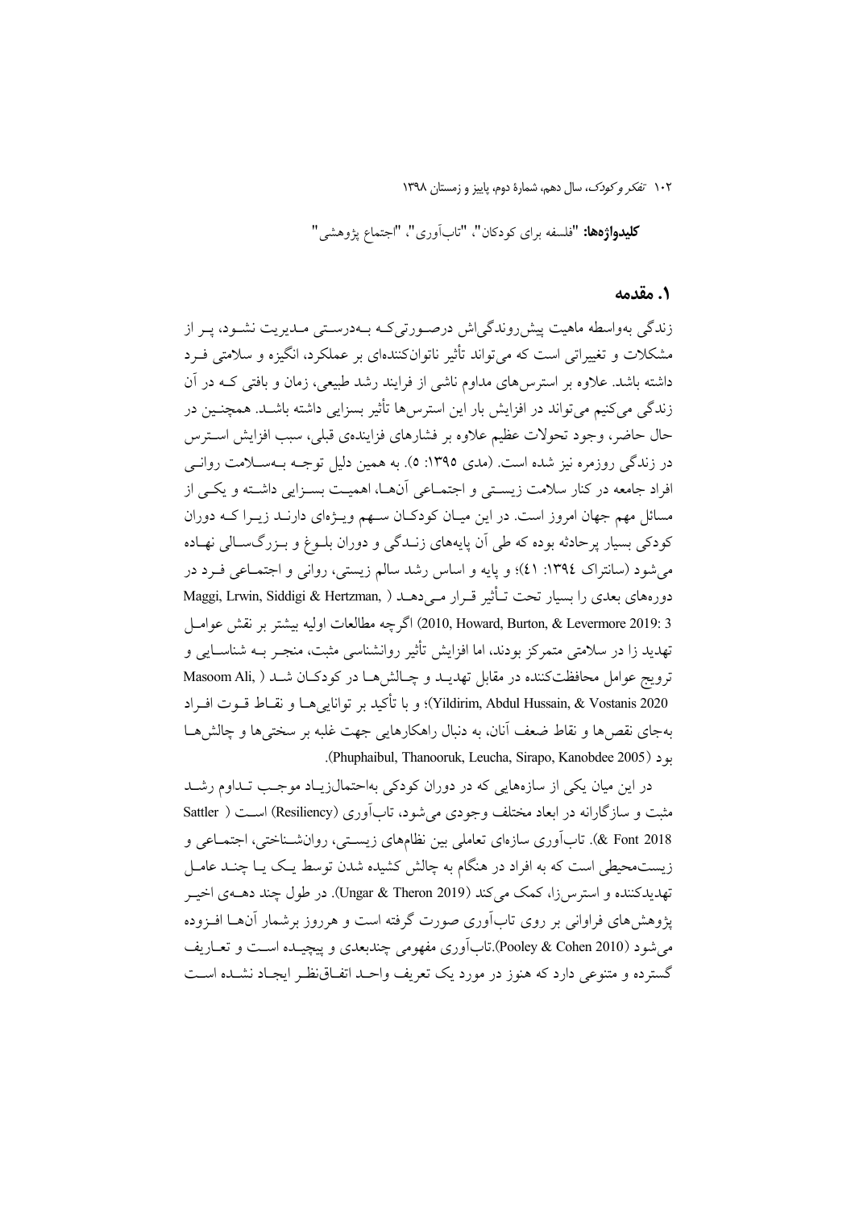**کلیدواژه‌ها:** "فلسفه برای کودکان"، "تاب‌آوری"، "اجتماع پژوهشی"

## ۱. مقدمه

زندگی به‌واسطه ماهیت پیش‌روندگی‌اش درصورتی‌که به‌درستی مدیریت نشود، پر از مشکلات و تغییراتی است که می‌تواند تأثیر ناتوان‌کننده‌ای بر عملکرد، انگیزه و سلامتی فرد داشته باشد. علاوه بر استرس‌های مداوم ناشی از فرایند رشد طبیعی، زمان و بافتی که در آن زندگی می‌کنیم می‌تواند در افزایش بار این استرس‌ها تأثیر بسزایی داشته باشد. همچنین در حال حاضر، وجود تحولات عظیم علاوه بر فشارهای فزاینده‌ی قبلی، سبب افزایش استرس در زندگی روزمره نیز شده است. (مدی ۱۳۹۵: ۵). به همین دلیل توجه به‌سلامت روانی افراد جامعه در کنار سلامت زیستی و اجتماعی آن‌ها، اهمیت بسزایی داشته و یکی از مسائل مهم جهان امروز است. در این میان کودکان سهم ویژه‌ای دارند زیرا که دوران کودکی بسیار پرحادثه بوده که طی آن پایه‌های زندگی و دوران بلوغ و بزرگسالی نهاده می‌شود (سانتراک ۱۳۹٤: ٤١)؛ و پایه و اساس رشد سالم زیستی، روانی و اجتماعی فرد در دوره‌های بعدی را بسیار تحت تأثیر قرار می‌دهد (Maggi, Lrwin, Siddigi & Hertzman, 2010, Howard, Burton, & Levermore 2019: 3) اگرچه مطالعات اولیه بیشتر بر نقش عوامل تهدید زا در سلامتی متمرکز بودند، اما افزایش تأثیر روانشناسی مثبت، منجر به شناسایی و ترویج عوامل محافظت‌کننده در مقابل تهدید و چالش‌ها در کودکان شد (Masoom Ali, Yildirim, Abdul Hussain, & Vostanis 2020)؛ و با تأکید بر توانایی‌ها و نقاط قوت افراد به‌جای نقص‌ها و نقاط ضعف آنان، به دنبال راهکارهایی جهت غلبه بر سختی‌ها و چالش‌ها بود (Phuphaibul, Thanooruk, Leucha, Sirapo, Kanobdee 2005).

در این میان یکی از سازه‌هایی که در دوران کودکی به‌احتمال‌زیاد موجب تداوم رشد مثبت و سازگارانه در ابعاد مختلف وجودی می‌شود، تاب‌آوری (Resiliency) است (Sattler & Font 2018). تاب‌آوری سازه‌ای تعاملی بین نظام‌های زیستی، روان‌شناختی، اجتماعی و زیست‌محیطی است که به افراد در هنگام به چالش کشیده شدن توسط یک یا چند عامل تهدیدکننده و استرس‌زا، کمک می‌کند (Ungar & Theron 2019). در طول چند دهه‌ی اخیر پژوهش‌های فراوانی بر روی تاب‌آوری صورت گرفته است و هرروز برشمار آن‌ها افزوده می‌شود (Pooley & Cohen 2010).تاب‌آوری مفهومی چندبعدی و پیچیده است و تعاریف گسترده و متنوعی دارد که هنوز در مورد یک تعریف واحد اتفاق‌نظر ایجاد نشده است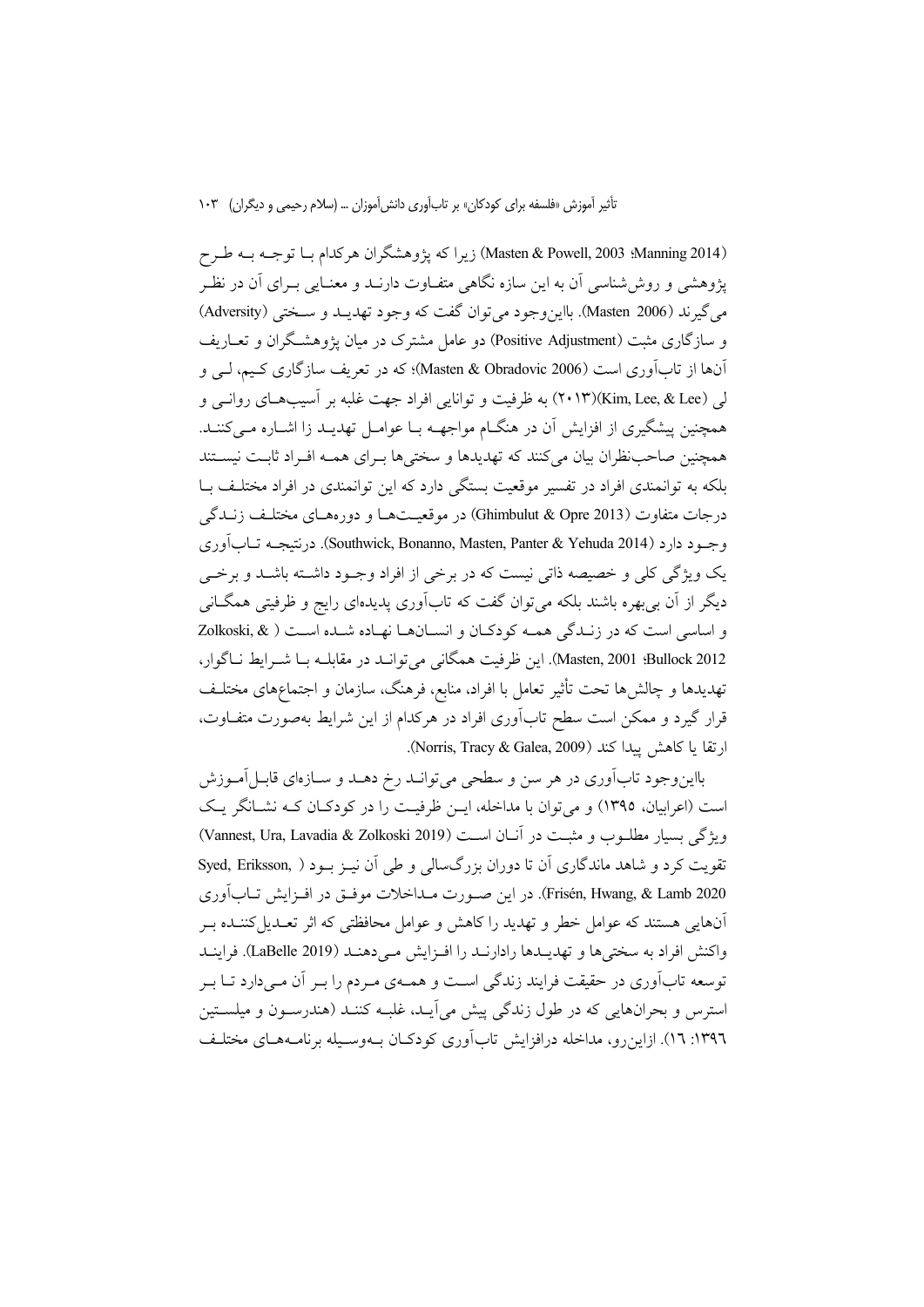(Masten & Powell, 2003 ;Manning 2014) زیرا که پژوهشگران هرکدام بـا توجـه بـه طـرح پژوهشی و روش‌شناسی آن به این سازه نگاهی متفـاوت دارنـد و معنـایی بـرای آن در نظـر می‌گیرند (Masten 2006). بااین‌وجود می‌توان گفت که وجود تهدیـد و سـختی (Adversity) و سازگاری مثبت (Positive Adjustment) دو عامل مشترک در میان پژوهشـگران و تعـاریف آن‌ها از تاب‌آوری است (Masten & Obradovic 2006)؛ که در تعریف سازگاری کـیم، لـی و لی (Kim, Lee, & Lee)(۲۰۱۳) به ظرفیت و توانایی افراد جهت غلبه بر آسیب‌هـای روانـی و همچنین پیشگیری از افزایش آن در هنگـام مواجهـه بـا عوامـل تهدیـد زا اشـاره مـی‌کننـد. همچنین صاحب‌نظران بیان می‌کنند که تهدیدها و سختی‌ها بـرای همـه افـراد ثابـت نیسـتند بلکه به توانمندی افراد در تفسیر موقعیت بستگی دارد که این توانمندی در افراد مختلـف بـا درجات متفاوت (Ghimbulut & Opre 2013) در موقعیـت‌هـا و دوره‌هـای مختلـف زنـدگی وجـود دارد (Southwick, Bonanno, Masten, Panter & Yehuda 2014). درنتیجـه تـاب‌آوری یک ویژگی کلی و خصیصه ذاتی نیست که در برخی از افراد وجـود داشـته باشـد و برخـی دیگر از آن بی‌بهره باشند بلکه می‌توان گفت که تاب‌آوری پدیده‌ای رایج و ظرفیتی همگـانی و اساسی است که در زنـدگی همـه کودکـان و انسـان‌هـا نهـاده شـده اسـت ( Zolkoski, & Bullock 2012 ؛Masten, 2001). این ظرفیت همگانی می‌توانـد در مقابلـه بـا شـرایط نـاگوار، تهدیدها و چالش‌ها تحت تأثیر تعامل با افراد، منابع، فرهنگ، سازمان و اجتماع‌های مختلـف قرار گیرد و ممکن است سطح تاب‌آوری افراد در هرکدام از این شرایط به‌صورت متفـاوت، ارتقا یا کاهش پیدا کند (Norris, Tracy & Galea, 2009).

بااین‌وجود تاب‌آوری در هر سن و سطحی می‌توانـد رخ دهـد و سـازه‌ای قابـل‌آمـوزش است (اعرابیان، ۱۳۹۵) و می‌توان با مداخله، ایـن ظرفیـت را در کودکـان کـه نشـانگر یـک ویژگی بسیار مطلـوب و مثبـت در آنـان اسـت (Vannest, Ura, Lavadia & Zolkoski 2019) تقویت کرد و شاهد ماندگاری آن تا دوران بزرگ‌سالی و طی آن نیـز بـود ( Syed, Eriksson, Frisén, Hwang, & Lamb 2020). در این صـورت مـداخلات موفـق در افـزایش تـاب‌آوری آن‌هایی هستند که عوامل خطر و تهدید را کاهش و عوامل محافظتی که اثر تعـدیل‌کننـده بـر واکنش افراد به سختی‌ها و تهدیـدها رادارنـد را افـزایش مـی‌دهنـد (LaBelle 2019). فراینـد توسعه تاب‌آوری در حقیقت فرایند زندگی اسـت و همـه‌ی مـردم را بـر آن مـی‌دارد تـا بـر استرس و بحران‌هایی که در طول زندگی پیش می‌آیـد، غلبـه کننـد (هندرسـون و میلسـتین ۱۳۹۶: ۱۶). ازاین‌رو، مداخله درافزایش تاب‌آوری کودکـان بـه‌وسـیله برنامـه‌هـای مختلـف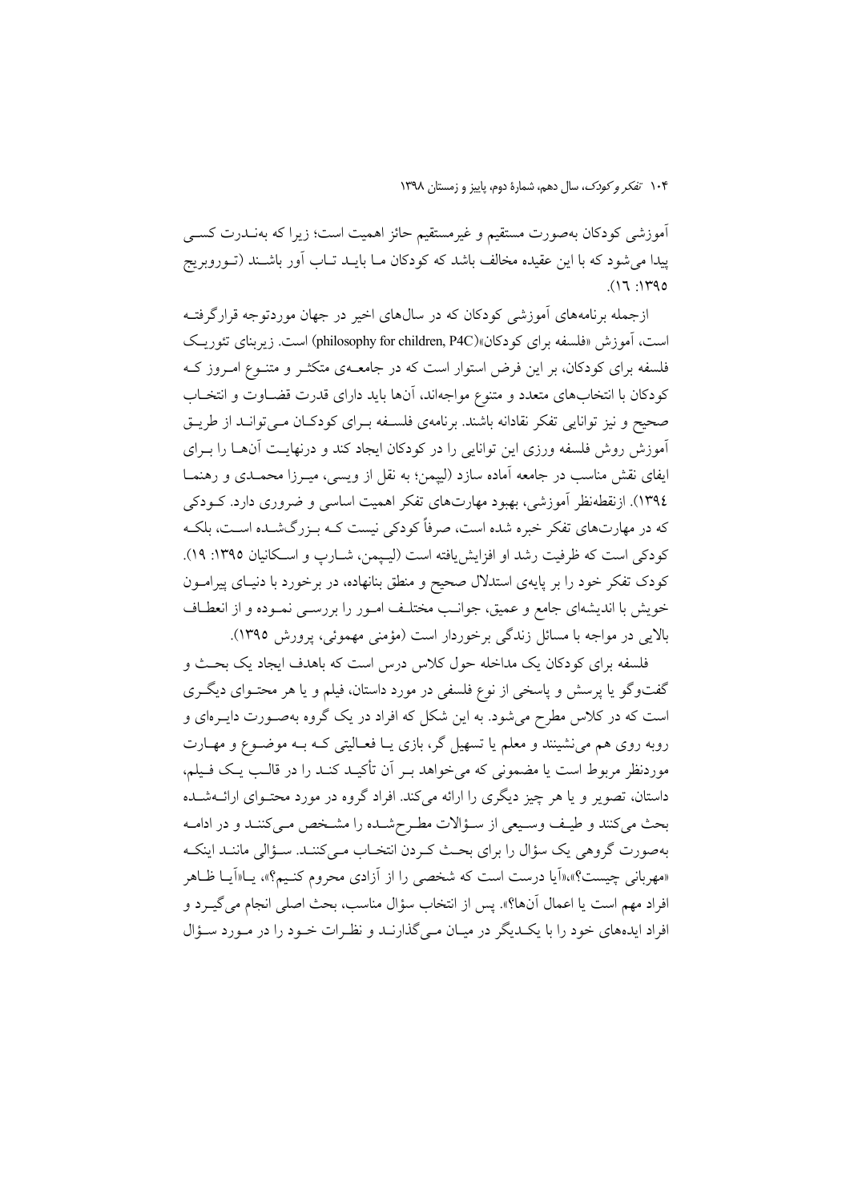آموزشی کودکان به‌صورت مستقیم و غیرمستقیم حائز اهمیت است؛ زیرا که به‌ندرت کسی پیدا می‌شود که با این عقیده مخالف باشد که کودکان ما باید تاب آور باشند (تورویریج ۱۳۹۵: ۱٦).

ازجمله برنامه‌های آموزشی کودکان که در سال‌های اخیر در جهان موردتوجه قرارگرفته است، آموزش «فلسفه برای کودکان»(philosophy for children, P4C) است. زیربنای تئوریک فلسفه برای کودکان، بر این فرض استوار است که در جامعه‌ی متکثر و متنوع امروز که کودکان با انتخاب‌های متعدد و متنوع مواجه‌اند، آن‌ها باید دارای قدرت قضاوت و انتخاب صحیح و نیز توانایی تفکر نقادانه باشند. برنامه‌ی فلسفه برای کودکان می‌تواند از طریق آموزش روش فلسفه ورزی این توانایی را در کودکان ایجاد کند و درنهایت آن‌ها را برای ایفای نقش مناسب در جامعه آماده سازد (لیپمن؛ به نقل از ویسی، میرزا محمدی و رهنما ۱۳۹٤). ازنقطه‌نظر آموزشی، بهبود مهارت‌های تفکر اهمیت اساسی و ضروری دارد. کودکی که در مهارت‌های تفکر خبره شده است، صرفاً کودکی نیست که بزرگ‌شده است، بلکه کودکی است که ظرفیت رشد او افزایش‌یافته است (لیپمن، شارپ و اسکانیان ۱۳۹۵: ۱۹). کودک تفکر خود را بر پایه‌ی استدلال صحیح و منطق بنانهاده، در برخورد با دنیای پیرامون خویش با اندیشه‌ای جامع و عمیق، جوانب مختلف امور را بررسی نموده و از انعطاف بالایی در مواجه با مسائل زندگی برخوردار است (مؤمنی مهموئی، پرورش ۱۳۹۵).

فلسفه برای کودکان یک مداخله حول کلاس درس است که باهدف ایجاد یک بحث و گفت‌وگو یا پرسش و پاسخی از نوع فلسفی در مورد داستان، فیلم و یا هر محتوای دیگری است که در کلاس مطرح می‌شود. به این شکل که افراد در یک گروه به‌صورت دایره‌ای و روبه روی هم می‌نشینند و معلم یا تسهیل گر، بازی یا فعالیتی که به موضوع و مهارت موردنظر مربوط است یا مضمونی که می‌خواهد بر آن تأکید کند را در قالب یک فیلم، داستان، تصویر و یا هر چیز دیگری را ارائه می‌کند. افراد گروه در مورد محتوای ارائه‌شده بحث می‌کنند و طیف وسیعی از سؤالات مطرح‌شده را مشخص می‌کنند و در ادامه به‌صورت گروهی یک سؤال را برای بحث کردن انتخاب می‌کنند. سؤالی مانند اینکه «مهربانی چیست؟»،«آیا درست است که شخصی را از آزادی محروم کنیم؟»، یا«آیا ظاهر افراد مهم است یا اعمال آن‌ها؟». پس از انتخاب سؤال مناسب، بحث اصلی انجام می‌گیرد و افراد ایده‌های خود را با یکدیگر در میان می‌گذارند و نظرات خود را در مورد سؤال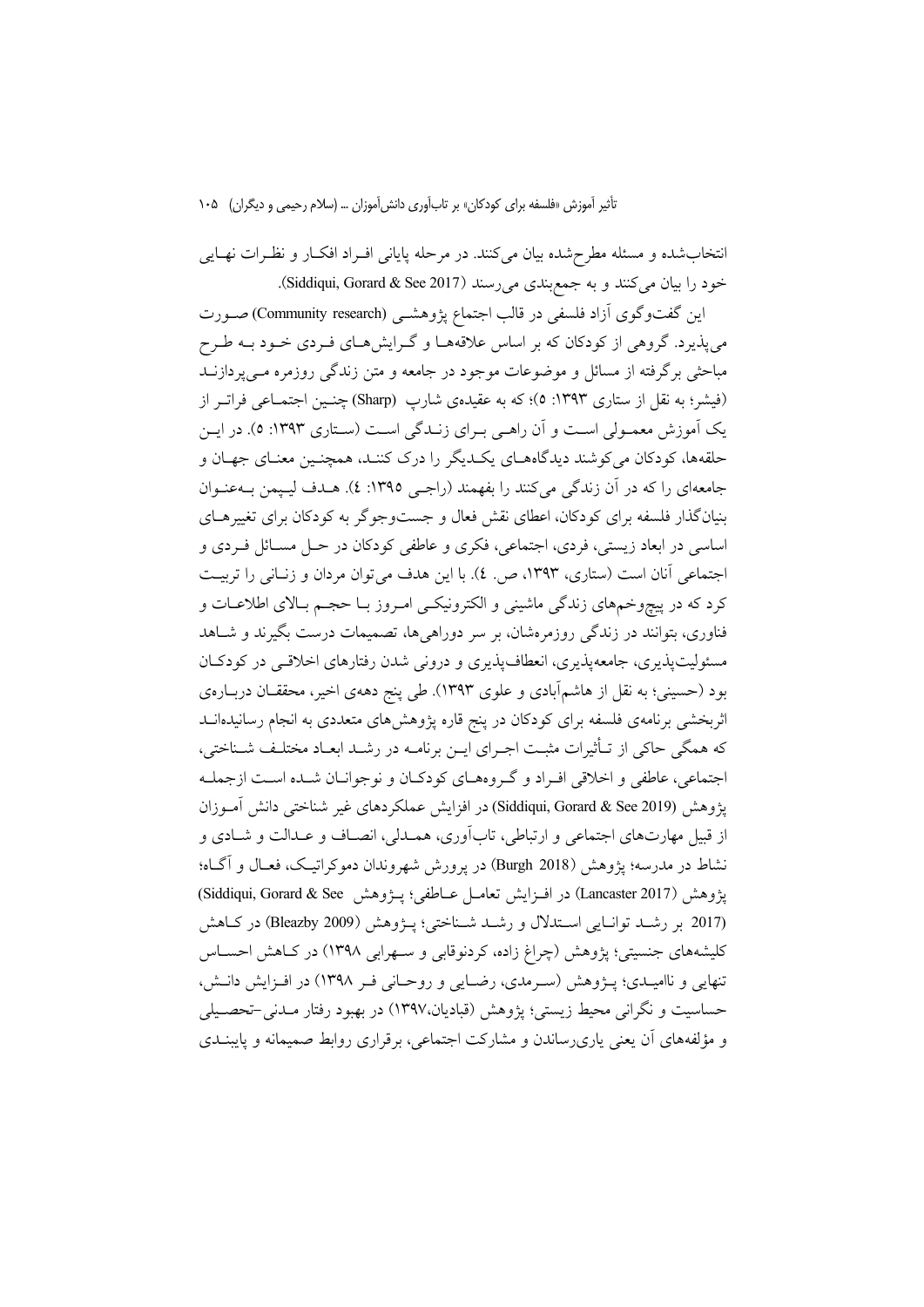انتخاب‌شده و مسئله مطرح‌شده بیان می‌کنند. در مرحله پایانی افـراد افکـار و نظـرات نهـایی خود را بیان می‌کنند و به جمع‌بندی می‌رسند (Siddiqui, Gorard & See 2017).

این گفت‌وگوی آزاد فلسفی در قالب اجتماع پژوهشـی (Community research) صـورت می‌پذیرد. گروهی از کودکان که بر اساس علاقه‌هـا و گـرایش‌هـای فـردی خـود بـه طـرح مباحثی برگرفته از مسائل و موضوعات موجود در جامعه و متن زندگی روزمره مـی‌پردازنـد (فیشر؛ به نقل از ستاری ۱۳۹۳: ۵)؛ که به عقیده‌ی شارپ (Sharp) چنـین اجتمـاعی فراتـر از یک آموزش معمـولی اسـت و آن راهـی بـرای زنـدگی اسـت (سـتاری ۱۳۹۳: ۵). در ایـن حلقه‌ها، کودکان می‌کوشند دیدگاه‌هـای یکـدیگر را درک کننـد، همچنـین معنـای جهـان و جامعه‌ای را که در آن زندگی می‌کنند را بفهمند (راجـی ۱۳۹۵: ٤). هـدف لیـپمن بـه‌عنـوان بنیان‌گذار فلسفه برای کودکان، اعطای نقش فعال و جست‌وجوگر به کودکان برای تغییرهـای اساسی در ابعاد زیستی، فردی، اجتماعی، فکری و عاطفی کودکان در حـل مسـائل فـردی و اجتماعی آنان است (ستاری، ۱۳۹۳، ص. ٤). با این هدف می‌توان مردان و زنـانی را تربیـت کرد که در پیچ‌وخم‌های زندگی ماشینی و الکترونیکـی امـروز بـا حجـم بـالای اطلاعـات و فناوری، بتوانند در زندگی روزمره‌شان، بر سر دوراهی‌ها، تصمیمات درست بگیرند و شـاهد مسئولیت‌پذیری، جامعه‌پذیری، انعطاف‌پذیری و درونی شدن رفتارهای اخلاقـی در کودکـان بود (حسینی؛ به نقل از هاشم‌آبادی و علوی ۱۳۹۳). طی پنج دهه‌ی اخیر، محققـان دربـاره‌ی اثربخشی برنامه‌ی فلسفه برای کودکان در پنج قاره پژوهش‌های متعددی به انجام رسانیده‌انـد که همگی حاکی از تـأثیرات مثبـت اجـرای ایـن برنامـه در رشـد ابعـاد مختلـف شـناختی، اجتماعی، عاطفی و اخلاقی افـراد و گـروه‌هـای کودکـان و نوجوانـان شـده اسـت ازجملـه پژوهش (Siddiqui, Gorard & See 2019) در افزایش عملکردهای غیر شناختی دانش آمـوزان از قبیل مهارت‌های اجتماعی و ارتباطی، تاب‌آوری، همـدلی، انصـاف و عـدالت و شـادی و نشاط در مدرسه؛ پژوهش (Burgh 2018) در پرورش شهروندان دموکراتیـک، فعـال و آگـاه؛ پژوهش (Lancaster 2017) در افـزایش تعامـل عـاطفی؛ پـژوهش (Siddiqui, Gorard & See 2017) بر رشـد توانـایی اسـتدلال و رشـد شـناختی؛ پـژوهش (Bleazby 2009) در کـاهش کلیشه‌های جنسیتی؛ پژوهش (چراغ زاده، کردنوقابی و سـهرابی ۱۳۹۸) در کـاهش احسـاس تنهایی و ناامیـدی؛ پـژوهش (سـرمدی، رضـایی و روحـانی فـر ۱۳۹۸) در افـزایش دانـش، حساسیت و نگرانی محیط زیستی؛ پژوهش (قبادیان،۱۳۹۷) در بهبود رفتار مـدنی–تحصـیلی و مؤلفه‌های آن یعنی یاری‌رساندن و مشارکت اجتماعی، برقراری روابط صمیمانه و پایبنـدی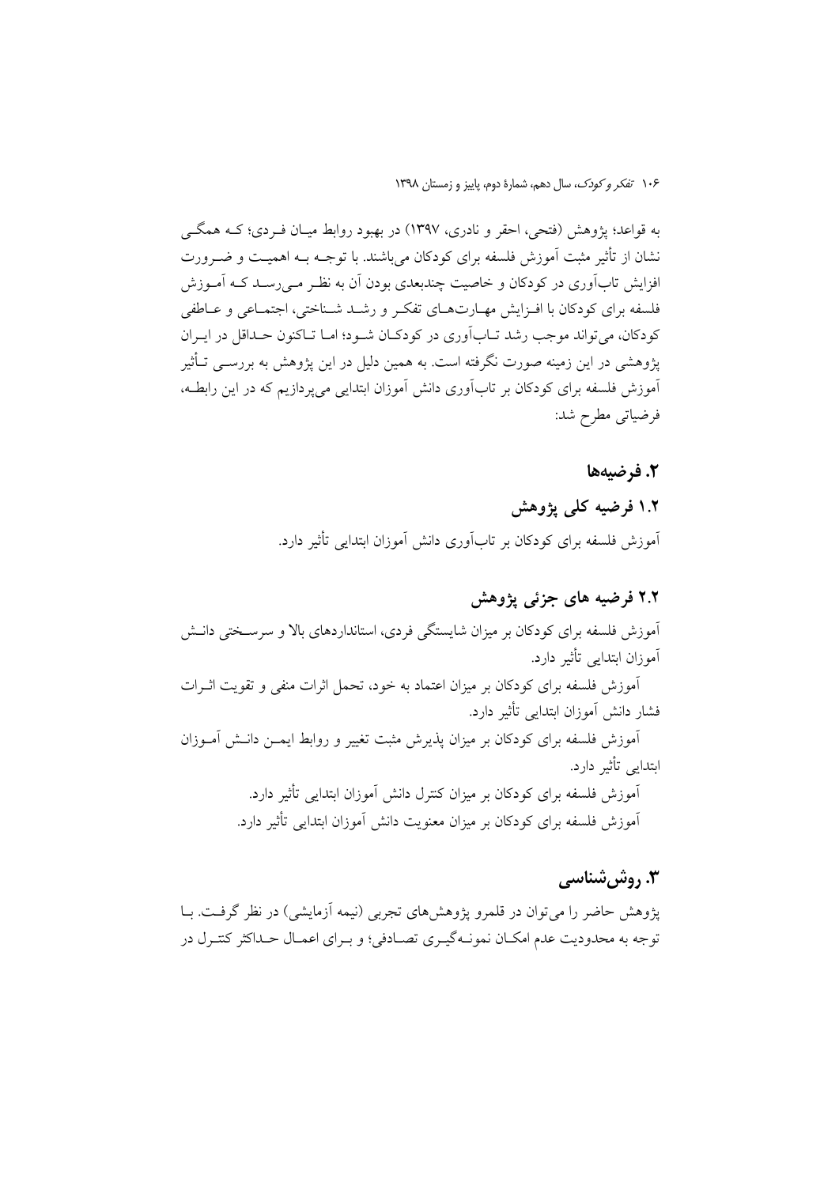به قواعد؛ پژوهش (فتحی، احقر و نادری، ۱۳۹۷) در بهبود روابط میان فردی؛ که همگی نشان از تأثیر مثبت آموزش فلسفه برای کودکان می‌باشند. با توجه به اهمیت و ضرورت افزایش تاب‌آوری در کودکان و خاصیت چندبعدی بودن آن به نظر می‌رسد که آموزش فلسفه برای کودکان با افزایش مهارت‌های تفکر و رشد شناختی، اجتماعی و عاطفی کودکان، می‌تواند موجب رشد تاب‌آوری در کودکان شود؛ اما تاکنون حداقل در ایران پژوهشی در این زمینه صورت نگرفته است. به همین دلیل در این پژوهش به بررسی تأثیر آموزش فلسفه برای کودکان بر تاب‌آوری دانش آموزان ابتدایی می‌پردازیم که در این رابطه، فرضیاتی مطرح شد:

## ۲. فرضیه‌ها

### ۱.۲ فرضیه کلی پژوهش

آموزش فلسفه برای کودکان بر تاب‌آوری دانش آموزان ابتدایی تأثیر دارد.

### ۲.۲ فرضیه های جزئی پژوهش

آموزش فلسفه برای کودکان بر میزان شایستگی فردی، استانداردهای بالا و سرسختی دانش آموزان ابتدایی تأثیر دارد.

آموزش فلسفه برای کودکان بر میزان اعتماد به خود، تحمل اثرات منفی و تقویت اثرات فشار دانش آموزان ابتدایی تأثیر دارد.

آموزش فلسفه برای کودکان بر میزان پذیرش مثبت تغییر و روابط ایمن دانش آموزان ابتدایی تأثیر دارد.

آموزش فلسفه برای کودکان بر میزان کنترل دانش آموزان ابتدایی تأثیر دارد.

آموزش فلسفه برای کودکان بر میزان معنویت دانش آموزان ابتدایی تأثیر دارد.

## ۳. روش‌شناسی

پژوهش حاضر را می‌توان در قلمرو پژوهش‌های تجربی (نیمه آزمایشی) در نظر گرفت. با توجه به محدودیت عدم امکان نمونه‌گیری تصادفی؛ و برای اعمال حداکثر کنترل در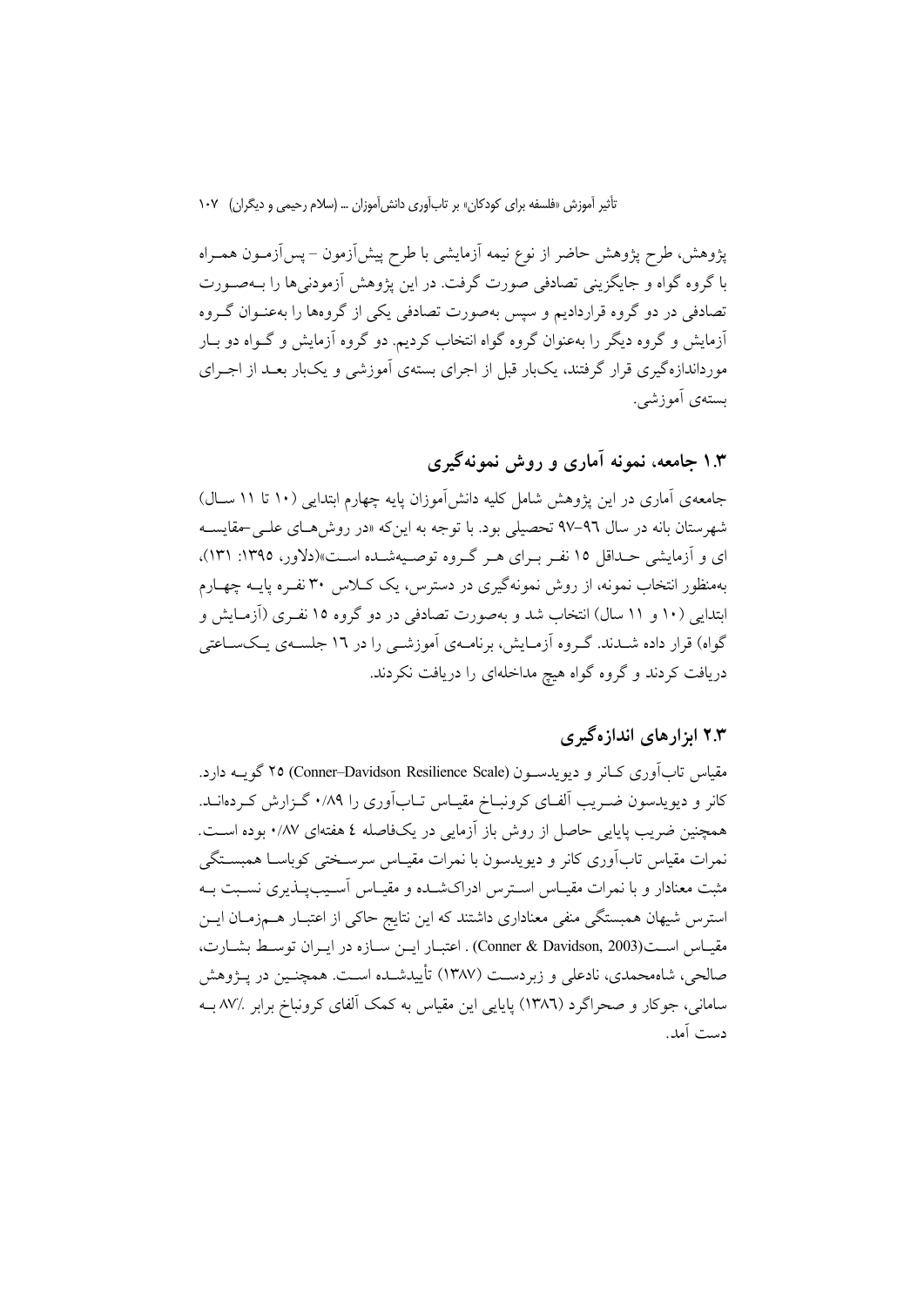پژوهش، طرح پژوهش حاضر از نوع نیمه آزمایشی با طرح پیش‌آزمون – پس‌آزمون همراه با گروه گواه و جایگزینی تصادفی صورت گرفت. در این پژوهش آزمودنی‌ها را به‌صورت تصادفی در دو گروه قراردادیم و سپس به‌صورت تصادفی یکی از گروه‌ها را به‌عنوان گروه آزمایش و گروه دیگر را به‌عنوان گروه گواه انتخاب کردیم. دو گروه آزمایش و گواه دو بار مورداندازه‌گیری قرار گرفتند، یک‌بار قبل از اجرای بسته‌ی آموزشی و یک‌بار بعد از اجرای بسته‌ی آموزشی.

## ۱.۳ جامعه، نمونه آماری و روش نمونه‌گیری

جامعه‌ی آماری در این پژوهش شامل کلیه دانش‌آموزان پایه چهارم ابتدایی (۱۰ تا ۱۱ سال) شهرستان بانه در سال ۹۶–۹۷ تحصیلی بود. با توجه به این‌که «در روش‌های علی‌-مقایسه ای و آزمایشی حداقل ۱۵ نفر برای هر گروه توصیه‌شده است»(دلاور، ۱۳۹۵: ۱۳۱)، به‌منظور انتخاب نمونه، از روش نمونه‌گیری در دسترس، یک کلاس ۳۰ نفره پایه چهارم ابتدایی (۱۰ و ۱۱ سال) انتخاب شد و به‌صورت تصادفی در دو گروه ۱۵ نفری (آزمایش و گواه) قرار داده شدند. گروه آزمایش، برنامه‌ی آموزشی را در ۱۶ جلسه‌ی یک‌ساعتی دریافت کردند و گروه گواه هیچ مداخله‌ای را دریافت نکردند.

## ۲.۳ ابزارهای اندازه‌گیری

مقیاس تاب‌آوری کانر و دیویدسون (Conner–Davidson Resilience Scale) ۲۵ گویه دارد. کانر و دیویدسون ضریب آلفای کرونباخ مقیاس تاب‌آوری را ۰/۸۹ گزارش کرده‌اند. همچنین ضریب پایایی حاصل از روش باز آزمایی در یک‌فاصله ٤ هفته‌ای ۰/۸۷ بوده است. نمرات مقیاس تاب‌آوری کانر و دیویدسون با نمرات مقیاس سرسختی کوباسا همبستگی مثبت معنادار و با نمرات مقیاس استرس ادراک‌شده و مقیاس آسیب‌پذیری نسبت به استرس شیهان همبستگی منفی معناداری داشتند که این نتایج حاکی از اعتبار هم‌زمان این مقیاس است(Conner & Davidson, 2003) . اعتبار این سازه در ایران توسط بشارت، صالحی، شاه‌محمدی، نادعلی و زبردست (۱۳۸۷) تأییدشده است. همچنین در پژوهش سامانی، جوکار و صحراگرد (۱۳۸٦) پایایی این مقیاس به کمک آلفای کرونباخ برابر ./۸۷ به دست آمد.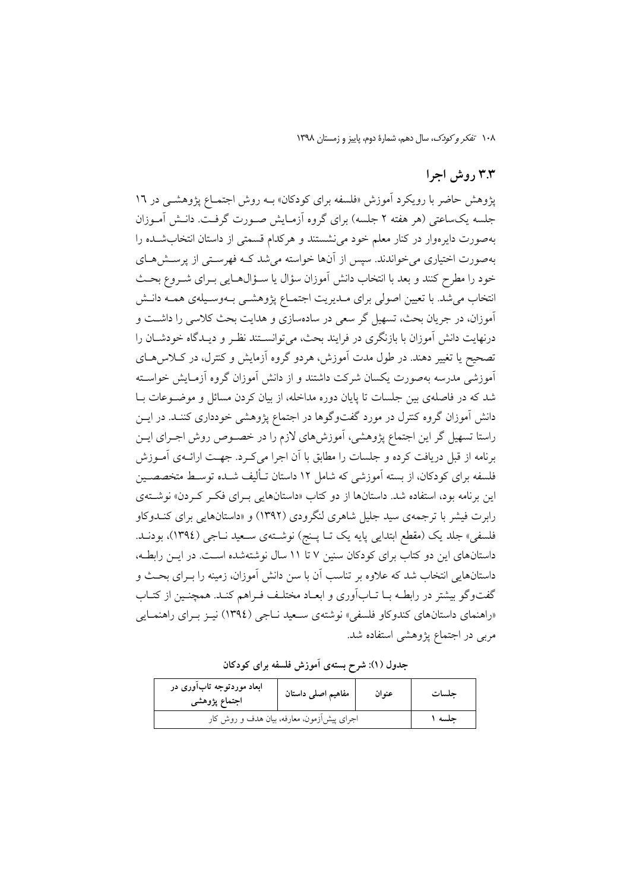## ۳.۳ روش اجرا

پژوهش حاضر با رویکرد آموزش «فلسفه برای کودکان» به روش اجتماع پژوهشی در ۱۶ جلسه یک‌ساعتی (هر هفته ۲ جلسه) برای گروه آزمایش صورت گرفت. دانش آموزان به‌صورت دایره‌وار در کنار معلم خود می‌نشستند و هرکدام قسمتی از داستان انتخاب‌شده را به‌صورت اختیاری می‌خواندند. سپس از آن‌ها خواسته می‌شد که فهرستی از پرسش‌های خود را مطرح کنند و بعد با انتخاب دانش آموزان سؤال یا سؤال‌هایی برای شروع بحث انتخاب می‌شد. با تعیین اصولی برای مدیریت اجتماع پژوهشی به‌وسیله‌ی همه دانش آموزان، در جریان بحث، تسهیل گر سعی در ساده‌سازی و هدایت بحث کلاسی را داشت و درنهایت دانش آموزان با بازنگری در فرایند بحث، می‌توانستند نظر و دیدگاه خودشان را تصحیح یا تغییر دهند. در طول مدت آموزش، هردو گروه آزمایش و کنترل، در کلاس‌های آموزشی مدرسه به‌صورت یکسان شرکت داشتند و از دانش آموزان گروه آزمایش خواسته شد که در فاصله‌ی بین جلسات تا پایان دوره مداخله، از بیان کردن مسائل و موضوعات با دانش آموزان گروه کنترل در مورد گفت‌وگوها در اجتماع پژوهشی خودداری کنند. در این راستا تسهیل گر این اجتماع پژوهشی، آموزش‌های لازم را در خصوص روش اجرای این برنامه از قبل دریافت کرده و جلسات را مطابق با آن اجرا می‌کرد. جهت ارائه‌ی آموزش فلسفه برای کودکان، از بسته آموزشی که شامل ۱۲ داستان تألیف شده توسط متخصصین این برنامه بود، استفاده شد. داستان‌ها از دو کتاب «داستان‌هایی برای فکر کردن» نوشته‌ی رابرت فیشر با ترجمه‌ی سید جلیل شاهری لنگرودی (۱۳۹۲) و «داستان‌هایی برای کندوکاو فلسفی» جلد یک (مقطع ابتدایی پایه یک تا پنج) نوشته‌ی سعید ناجی (۱۳۹٤)، بودند. داستان‌های این دو کتاب برای کودکان سنین ۷ تا ۱۱ سال نوشته‌شده است. در این رابطه، داستان‌هایی انتخاب شد که علاوه بر تناسب آن با سن دانش آموزان، زمینه را برای بحث و گفت‌وگو بیشتر در رابطه با تاب‌آوری و ابعاد مختلف فراهم کند. همچنین از کتاب «راهنمای داستان‌های کندوکاو فلسفی» نوشته‌ی سعید ناجی (۱۳۹٤) نیز برای راهنمایی مربی در اجتماع پژوهشی استفاده شد.

**جدول (۱): شرح بسته‌ی آموزش فلسفه برای کودکان**

| جلسات | عنوان | مفاهیم اصلی داستان | ابعاد موردتوجه تاب‌آوری در اجتماع پژوهشی |
|---|---|---|---|
| جلسه ۱ | اجرای پیش‌آزمون، معارفه، بیان هدف و روش کار | | |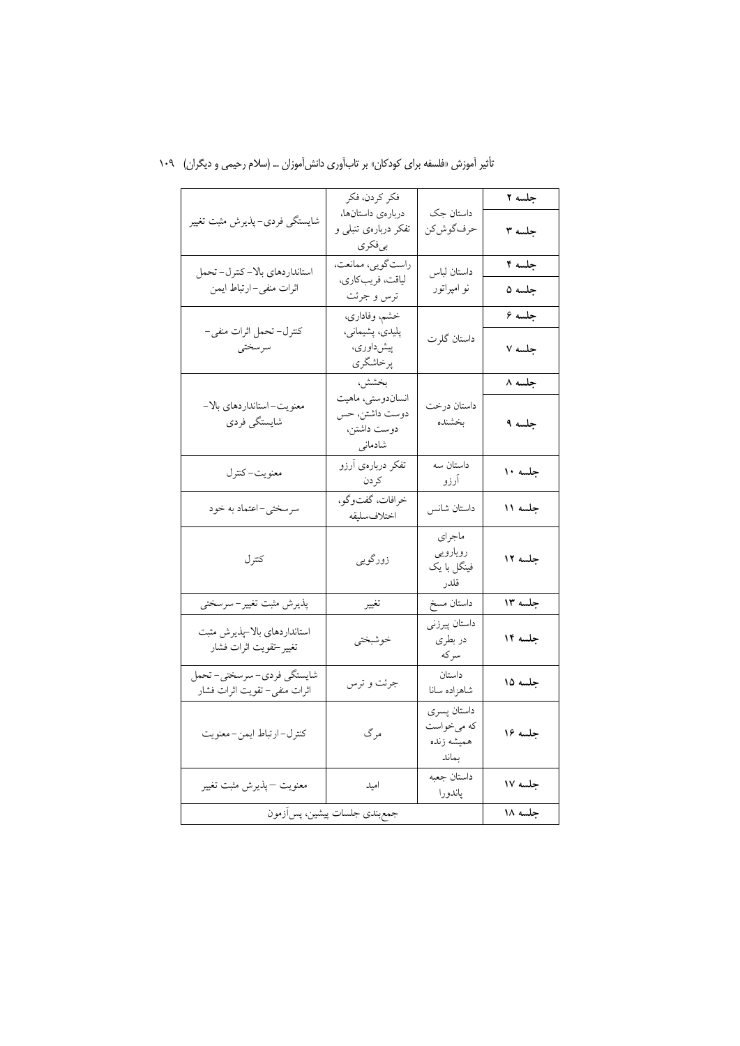| جلسه | داستان | مفاهیم | مؤلفه‌ها |
|---|---|---|---|
| جلسه ۲ | داستان جک حرف‌گوش‌کن | فکر کردن، فکر درباره‌ی داستان‌ها، تفکر درباره‌ی تنبلی و بی‌فکری | شایستگی فردی- پذیرش مثبت تغییر |
| جلسه ۳ | | | |
| جلسه ۴ | داستان لباس نو امپراتور | راست‌گویی، ممانعت، لیاقت، فریب‌کاری، ترس و جرئت | استانداردهای بالا- کنترل- تحمل اثرات منفی- ارتباط ایمن |
| جلسه ۵ | | | |
| جلسه ۶ | داستان گلرت | خشم، وفاداری، پلیدی، پشیمانی، پیش‌داوری، پرخاشگری | کنترل- تحمل اثرات منفی- سرسختی |
| جلسه ۷ | | | |
| جلسه ۸ | داستان درخت بخشنده | بخشش، انسان‌دوستی، ماهیت دوست داشتن، حس دوست داشتن، شادمانی | معنویت- استانداردهای بالا- شایستگی فردی |
| جلسه ۹ | | | |
| جلسه ۱۰ | داستان سه آرزو | تفکر درباره‌ی آرزو کردن | معنویت- کنترل |
| جلسه ۱۱ | داستان شانس | خرافات، گفت‌وگو، اختلاف‌سلیقه | سرسختی- اعتماد به خود |
| جلسه ۱۲ | ماجرای رویارویی فینگل با یک قلدر | زورگویی | کنترل |
| جلسه ۱۳ | داستان مسخ | تغییر | پذیرش مثبت تغییر- سرسختی |
| جلسه ۱۴ | داستان پیرزنی در بطری سرکه | خوشبختی | استانداردهای بالا-پذیرش مثبت تغییر-تقویت اثرات فشار |
| جلسه ۱۵ | داستان شاهزاده سانا | جرئت و ترس | شایستگی فردی- سرسختی- تحمل اثرات منفی- تقویت اثرات فشار |
| جلسه ۱۶ | داستان پسری که می‌خواست همیشه زنده بماند | مرگ | کنترل- ارتباط ایمن- معنویت |
| جلسه ۱۷ | داستان جعبه پاندورا | امید | معنویت - پذیرش مثبت تغییر |
| جلسه ۱۸ | جمع‌بندی جلسات پیشین، پس‌آزمون | | |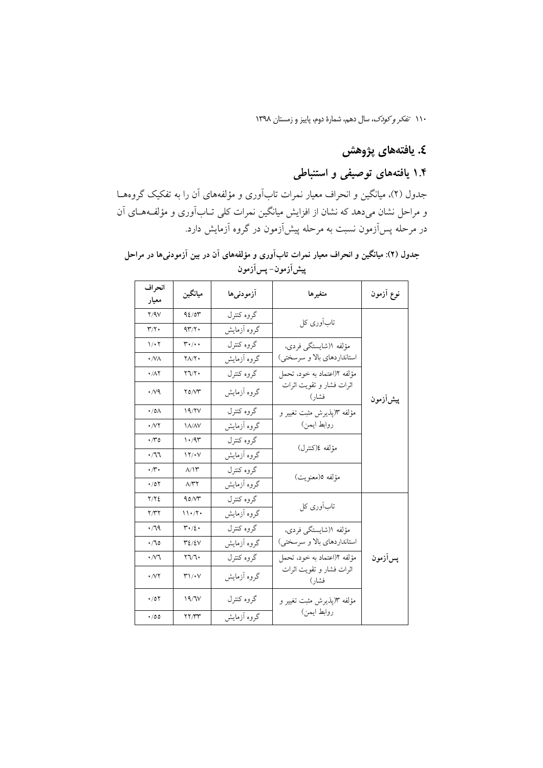## ٤. یافته‌های پژوهش

### ۱.۴ یافته‌های توصیفی و استنباطی

جدول (۲)، میانگین و انحراف معیار نمرات تاب‌آوری و مؤلفه‌های آن را به تفکیک گروه‌ها و مراحل نشان می‌دهد که نشان از افزایش میانگین نمرات کلی تـاب‌آوری و مؤلفـه‌هـای آن در مرحله پس‌آزمون نسبت به مرحله پیش‌آزمون در گروه آزمایش دارد.

**جدول (۲): میانگین و انحراف معیار نمرات تاب‌آوری و مؤلفه‌های آن در بین آزمودنی‌ها در مراحل پیش‌آزمون- پس‌آزمون**

| نوع آزمون | متغیرها | آزمودنی‌ها | میانگین | انحراف معیار |
|---|---|---|---|---|
| پیش‌آزمون | تاب‌آوری کل | گروه کنترل | ۹٤/۵۳ | ۲/۹۷ |
| | | گروه آزمایش | ۹۳/۲۰ | ۳/۲۰ |
| | مؤلفه ۱(شایستگی فردی، استانداردهای بالا و سرسختی) | گروه کنترل | ۳۰/۰۰ | ۱/۰۲ |
| | | گروه آزمایش | ۲۸/۲۰ | ۰/۷۸ |
| | مؤلفه ۲(اعتماد به خود، تحمل اثرات فشار و تقویت اثرات فشار) | گروه کنترل | ۲٦/۲۰ | ۰/۸۲ |
| | | گروه آزمایش | ۲۵/۷۳ | ۰/۷۹ |
| | مؤلفه ۳(پذیرش مثبت تغییر و روابط ایمن) | گروه کنترل | ۱۹/۲۷ | ۰/۵۸ |
| | | گروه آزمایش | ۱۸/۸۷ | ۰/۷۲ |
| | مؤلفه ٤(کنترل) | گروه کنترل | ۱۰/۹۳ | ۰/۳۵ |
| | | گروه آزمایش | ۱۲/۰۷ | ۰/٦٦ |
| | مؤلفه ۵(معنویت) | گروه کنترل | ۸/۱۳ | ۰/۳۰ |
| | | گروه آزمایش | ۸/۳۲ | ۰/۵۲ |
| پس‌آزمون | تاب‌آوری کل | گروه کنترل | ۹۵/۷۳ | ۲/۲٤ |
| | | گروه آزمایش | ۱۱۰/۲۰ | ۲/۳۲ |
| | مؤلفه ۱(شایستگی فردی، استانداردهای بالا و سرسختی) | گروه کنترل | ۳۰/٤۰ | ۰/٦۹ |
| | | گروه آزمایش | ۳٤/٤۷ | ۰/٦۵ |
| | مؤلفه ۲(اعتماد به خود، تحمل اثرات فشار و تقویت اثرات فشار) | گروه کنترل | ۲٦/٦۰ | ۰/۷٦ |
| | | گروه آزمایش | ۳۱/۰۷ | ۰/۷۲ |
| | مؤلفه ۳(پذیرش مثبت تغییر و روابط ایمن) | گروه کنترل | ۱۹/٦۷ | ۰/۵۲ |
| | | گروه آزمایش | ۲۲/۳۳ | ۰/۵۵ |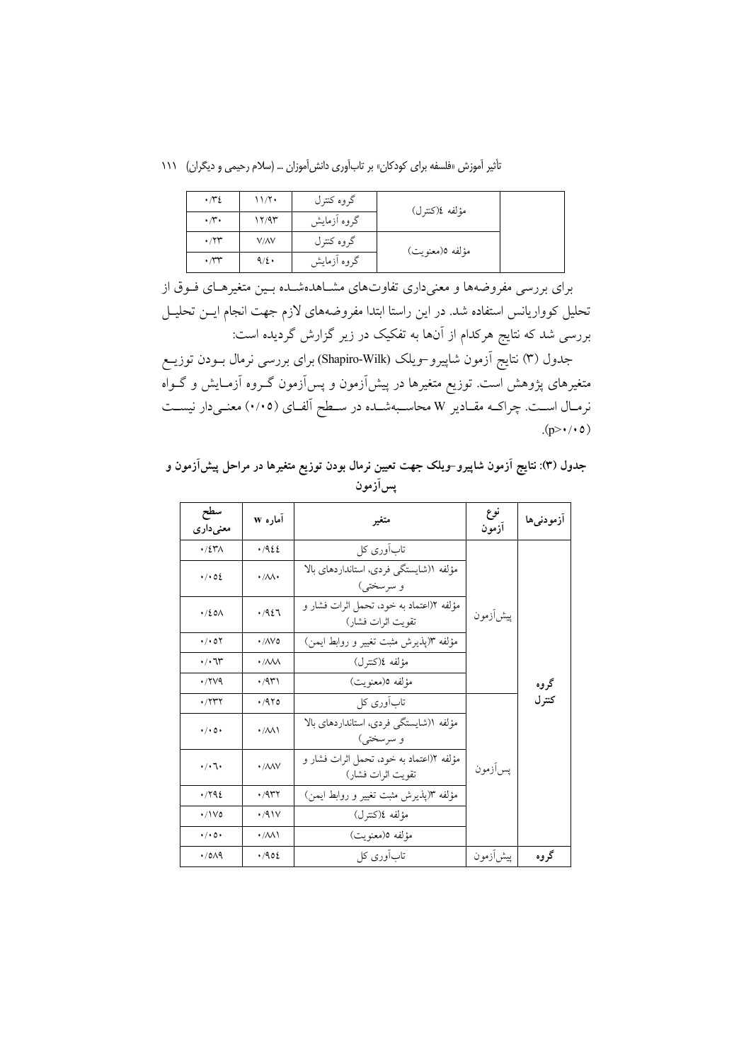| | مؤلفه ٤(کنترل) | گروه کنترل | ١١/٢٠ | ٠/٣٤ |
|---|---|---|---|---|
| | | گروه آزمایش | ١٢/٩٣ | ٠/٣٠ |
| | مؤلفه ٥(معنویت) | گروه کنترل | ٧/٨٧ | ٠/٢٣ |
| | | گروه آزمایش | ٩/٤٠ | ٠/٣٣ |

برای بررسی مفروضه‌ها و معنی‌داری تفاوت‌های مشاهده‌شده بین متغیرهای فوق از تحلیل کوواریانس استفاده شد. در این راستا ابتدا مفروضه‌های لازم جهت انجام این تحلیل بررسی شد که نتایج هرکدام از آن‌ها به تفکیک در زیر گزارش گردیده است:

جدول (٣) نتایج آزمون شاپیرو–ویلک (Shapiro-Wilk) برای بررسی نرمال بودن توزیع متغیرهای پژوهش است. توزیع متغیرها در پیش‌آزمون و پس‌آزمون گروه آزمایش و گواه نرمال است. چراکه مقادیر W محاسبه‌شده در سطح آلفای (٠/٠٥) معنی‌دار نیست ($p>0/05$).

**جدول (٣): نتایج آزمون شاپیرو–ویلک جهت تعیین نرمال بودن توزیع متغیرها در مراحل پیش‌آزمون و پس‌آزمون**

| آزمودنی‌ها | نوع آزمون | متغیر | آماره W | سطح معنی‌داری |
|---|---|---|---|---|
| گروه کنترل | پیش‌آزمون | تاب‌آوری کل | ٠/٩٤٤ | ٠/٤٣٨ |
| | | مؤلفه ١(شایستگی فردی، استانداردهای بالا و سرسختی) | ٠/٨٨٠ | ٠/٠٥٤ |
| | | مؤلفه ٢(اعتماد به خود، تحمل اثرات فشار و تقویت اثرات فشار) | ٠/٩٤٦ | ٠/٤٥٨ |
| | | مؤلفه ٣(پذیرش مثبت تغییر و روابط ایمن) | ٠/٨٧٥ | ٠/٠٥٢ |
| | | مؤلفه ٤(کنترل) | ٠/٨٨٨ | ٠/٠٦٣ |
| | | مؤلفه ٥(معنویت) | ٠/٩٣١ | ٠/٢٧٩ |
| | پس‌آزمون | تاب‌آوری کل | ٠/٩٢٥ | ٠/٢٣٢ |
| | | مؤلفه ١(شایستگی فردی، استانداردهای بالا و سرسختی) | ٠/٨٨١ | ٠/٠٥٠ |
| | | مؤلفه ٢(اعتماد به خود، تحمل اثرات فشار و تقویت اثرات فشار) | ٠/٨٨٧ | ٠/٠٦٠ |
| | | مؤلفه ٣(پذیرش مثبت تغییر و روابط ایمن) | ٠/٩٣٢ | ٠/٢٩٤ |
| | | مؤلفه ٤(کنترل) | ٠/٩١٧ | ٠/١٧٥ |
| | | مؤلفه ٥(معنویت) | ٠/٨٨١ | ٠/٠٥٠ |
| گروه | پیش‌آزمون | تاب‌آوری کل | ٠/٩٥٤ | ٠/٥٨٩ |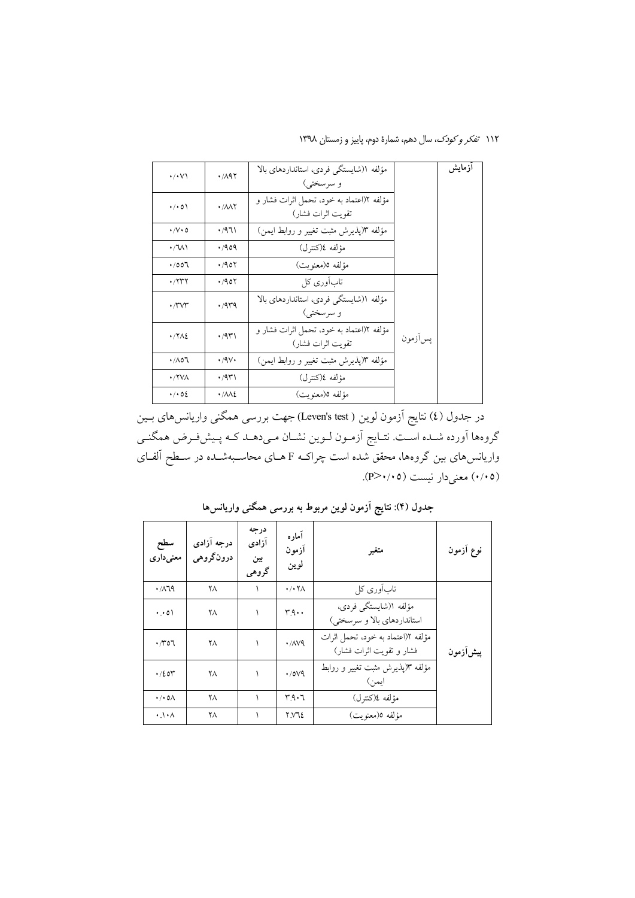| | | | | آزمایش |
|---|---|---|---|---|
| ۰/۰۷۱ | ۰/۸۹۲ | مؤلفه ۱(شایستگی فردی، استانداردهای بالا و سرسختی) | | |
| ۰/۰۵۱ | ۰/۸۸۲ | مؤلفه ۲(اعتماد به خود، تحمل اثرات فشار و تقویت اثرات فشار) | | |
| ۰/۷۰۵ | ۰/۹۶۱ | مؤلفه ۳(پذیرش مثبت تغییر و روابط ایمن) | | |
| ۰/۶۸۱ | ۰/۹۵۹ | مؤلفه ٤(کنترل) | | |
| ۰/۵۵۶ | ۰/۹۵۲ | مؤلفه ٥(معنویت) | | |
| ۰/۲۳۲ | ۰/۹۵۲ | تاب‌آوری کل | پس‌آزمون | |
| ۰/۳۷۳ | ۰/۹۳۹ | مؤلفه ۱(شایستگی فردی، استانداردهای بالا و سرسختی) | | |
| ۰/۲۸٤ | ۰/۹۳۱ | مؤلفه ۲(اعتماد به خود، تحمل اثرات فشار و تقویت اثرات فشار) | | |
| ۰/۸۵۶ | ۰/۹۷۰ | مؤلفه ۳(پذیرش مثبت تغییر و روابط ایمن) | | |
| ۰/۲۷۸ | ۰/۹۳۱ | مؤلفه ٤(کنترل) | | |
| ۰/۰۵٤ | ۰/۸۸٤ | مؤلفه ٥(معنویت) | | |

در جدول (٤) نتایج آزمون لوین (Leven's test) جهت بررسی همگنی واریانس‌های بین گروه‌ها آورده شده است. نتایج آزمون لوین نشان می‌دهد که پیش‌فرض همگنی واریانس‌های بین گروه‌ها، محقق شده است چراکه F های محاسبه‌شده در سطح آلفای (۰/۰۵) معنی‌دار نیست (P>۰/۰۵).

**جدول (۴): نتایج آزمون لوین مربوط به بررسی همگنی واریانس‌ها**

| سطح معنی‌داری | درجه آزادی درون‌گروهی | درجه آزادی بین گروهی | آماره آزمون لوین | متغیر | نوع آزمون |
|---|---|---|---|---|---|
| ۰/۸۶۹ | ۲۸ | ۱ | ۰/۰۲۸ | تاب‌آوری کل | پیش‌آزمون |
| ۰.۰۵۱ | ۲۸ | ۱ | ۳.۹۰۰ | مؤلفه ۱(شایستگی فردی، استانداردهای بالا و سرسختی) | |
| ۰/۳۵۶ | ۲۸ | ۱ | ۰/۸۷۹ | مؤلفه ۲(اعتماد به خود، تحمل اثرات فشار و تقویت اثرات فشار) | |
| ۰/٤٥۳ | ۲۸ | ۱ | ۰/٥۷۹ | مؤلفه ۳(پذیرش مثبت تغییر و روابط ایمن) | |
| ۰/۰۵۸ | ۲۸ | ۱ | ۳.۹۰۶ | مؤلفه ٤(کنترل) | |
| ۰.۱۰۸ | ۲۸ | ۱ | ۲.۷٦٤ | مؤلفه ٥(معنویت) | |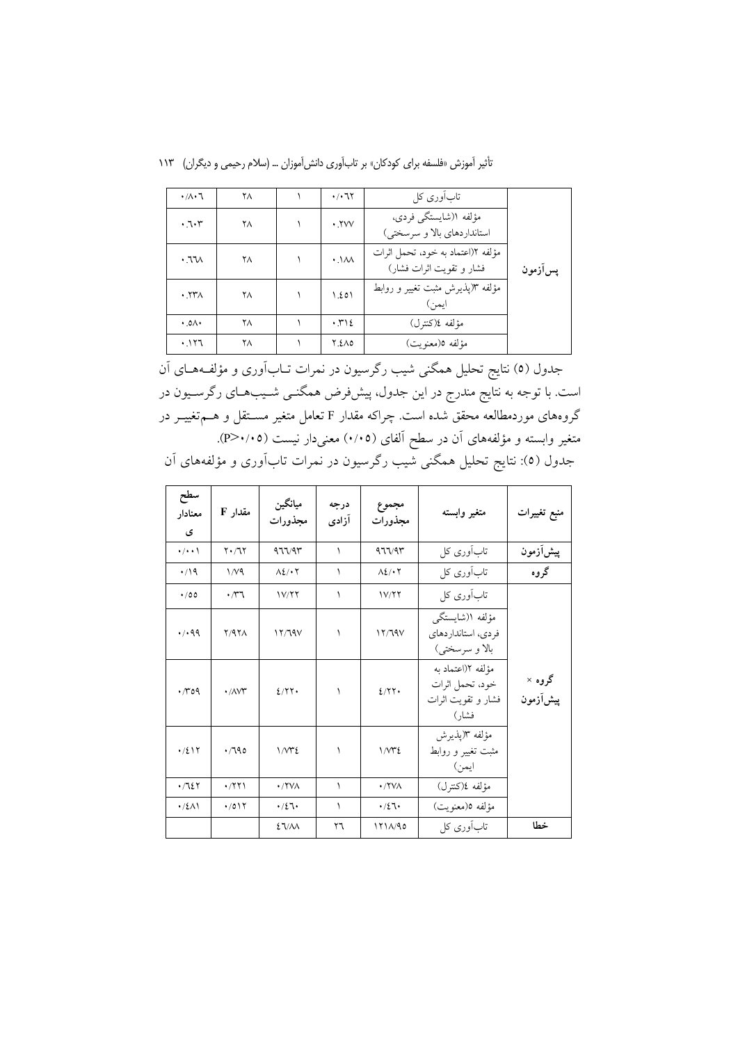| | | | | | |
|---|---|---|---|---|---|
| پس‌آزمون | تاب‌آوری کل | ۰/۰۶۲ | ۱ | ۲۸ | ۰/۸۰۶ |
| | مؤلفه ۱(شایستگی فردی، استانداردهای بالا و سرسختی) | ۰.۲۷۷ | ۱ | ۲۸ | ۰.۶۰۳ |
| | مؤلفه ۲(اعتماد به خود، تحمل اثرات فشار و تقویت اثرات فشار) | ۰.۱۸۸ | ۱ | ۲۸ | ۰.۶۶۸ |
| | مؤلفه ۳(پذیرش مثبت تغییر و روابط ایمن) | ۱.۴۵۱ | ۱ | ۲۸ | ۰.۲۳۸ |
| | مؤلفه ۴(کنترل) | ۰.۳۱۴ | ۱ | ۲۸ | ۰.۵۸۰ |
| | مؤلفه ۵(معنویت) | ۲.۴۸۵ | ۱ | ۲۸ | ۰.۱۲۶ |

جدول (۵) نتایج تحلیل همگنی شیب رگرسیون در نمرات تـاب‌آوری و مؤلفـه‌های آن است. با توجه به نتایج مندرج در این جدول، پیش‌فرض همگنی شـیب‌های رگرسـیون در گروه‌های موردمطالعه محقق شده است. چراکه مقدار F تعامل متغیر مسـتقل و هـم‌تغییـر در متغیر وابسته و مؤلفه‌های آن در سطح آلفای (۰/۰۵) معنی‌دار نیست (P>۰/۰۵).

جدول (۵): نتایج تحلیل همگنی شیب رگرسیون در نمرات تاب‌آوری و مؤلفه‌های آن

| منبع تغییرات | متغیر وابسته | مجموع مجذورات | درجه آزادی | میانگین مجذورات | مقدار F | سطح معناداری |
|---|---|---|---|---|---|---|
| **پیش‌آزمون** | تاب‌آوری کل | ۹۶۶/۹۳ | ۱ | ۹۶۶/۹۳ | ۲۰/۶۲ | ۰/۰۰۱ |
| **گروه** | تاب‌آوری کل | ۸۴/۰۲ | ۱ | ۸۴/۰۲ | ۱/۷۹ | ۰/۱۹ |
| **گروه × پیش‌آزمون** | تاب‌آوری کل | ۱۷/۲۲ | ۱ | ۱۷/۲۲ | ۰/۳۶ | ۰/۵۵ |
| | مؤلفه ۱(شایستگی فردی، استانداردهای بالا و سرسختی) | ۱۲/۶۹۷ | ۱ | ۱۲/۶۹۷ | ۲/۹۲۸ | ۰/۰۹۹ |
| | مؤلفه ۲(اعتماد به خود، تحمل اثرات فشار و تقویت اثرات فشار) | ۴/۲۲۰ | ۱ | ۴/۲۲۰ | ۰/۸۷۳ | ۰/۳۵۹ |
| | مؤلفه ۳(پذیرش مثبت تغییر و روابط ایمن) | ۱/۷۳۴ | ۱ | ۱/۷۳۴ | ۰/۶۹۵ | ۰/۴۱۲ |
| | مؤلفه ۴(کنترل) | ۰/۲۷۸ | ۱ | ۰/۲۷۸ | ۰/۲۲۱ | ۰/۶۴۲ |
| | مؤلفه ۵(معنویت) | ۰/۴۶۰ | ۱ | ۰/۴۶۰ | ۰/۵۱۲ | ۰/۴۸۱ |
| **خطا** | تاب‌آوری کل | ۱۲۱۸/۹۵ | ۲۶ | ۴۶/۸۸ | | |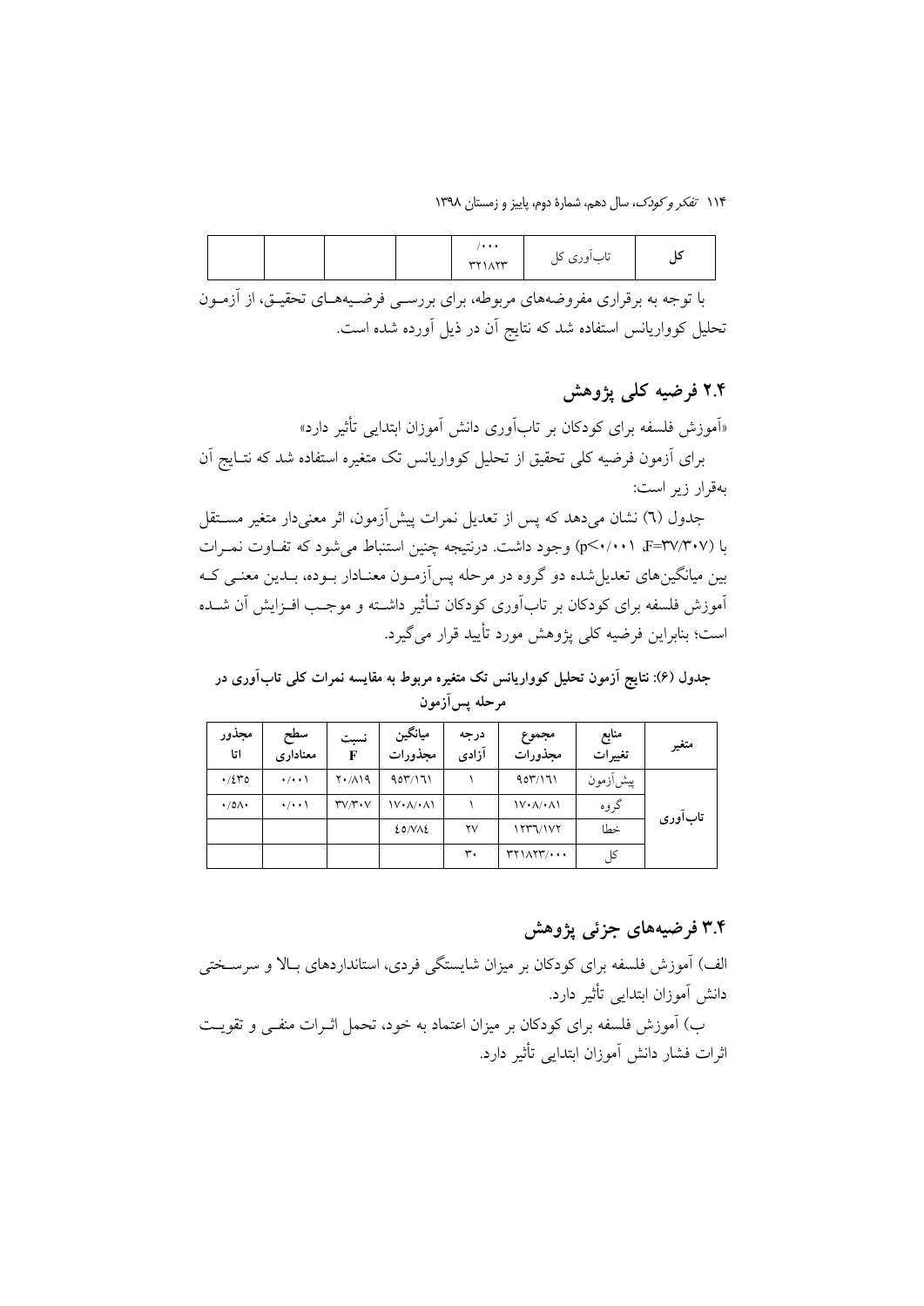| کل | تاب‌آوری کل | /۰۰۰ ۳۲۱۸۲۳ | | | | | |
|---|---|---|---|---|---|---|---|

با توجه به برقراری مفروضه‌های مربوطه، برای بررسی فرضیه‌های تحقیق، از آزمون تحلیل کوواریانس استفاده شد که نتایج آن در ذیل آورده شده است.

## ۲.۴ فرضیه کلی پژوهش

«آموزش فلسفه برای کودکان بر تاب‌آوری دانش آموزان ابتدایی تأثیر دارد»

برای آزمون فرضیه کلی تحقیق از تحلیل کوواریانس تک متغیره استفاده شد که نتایج آن به‌قرار زیر است:

جدول (٦) نشان می‌دهد که پس از تعدیل نمرات پیش‌آزمون، اثر معنی‌دار متغیر مستقل با (F=۳۷/۳۰۷ ،p<۰/۰۰۱) وجود داشت. درنتیجه چنین استنباط می‌شود که تفاوت نمرات بین میانگین‌های تعدیل‌شده دو گروه در مرحله پس‌آزمون معنادار بوده، بدین معنی که آموزش فلسفه برای کودکان بر تاب‌آوری کودکان تأثیر داشته و موجب افزایش آن شده است؛ بنابراین فرضیه کلی پژوهش مورد تأیید قرار می‌گیرد.

**جدول (۶): نتایج آزمون تحلیل کوواریانس تک متغیره مربوط به مقایسه نمرات کلی تاب‌آوری در مرحله پس‌آزمون**

| متغیر | منابع تغییرات | مجموع مجذورات | درجه آزادی | میانگین مجذورات | نسبت F | سطح معناداری | مجذور اتا |
|---|---|---|---|---|---|---|---|
| تاب‌آوری | پیش‌آزمون | ۹۵۳/۱٦۱ | ۱ | ۹۵۳/۱٦۱ | ۲۰/۸۱۹ | ۰/۰۰۱ | ۰/٤۳۵ |
| | گروه | ۱۷۰۸/۰۸۱ | ۱ | ۱۷۰۸/۰۸۱ | ۳۷/۳۰۷ | ۰/۰۰۱ | ۰/۵۸۰ |
| | خطا | ۱۲۳٦/۱۷۲ | ۲۷ | ٤۵/۷۸٤ | | | |
| | کل | ۳۲۱۸۲۳/۰۰۰ | ۳۰ | | | | |

## ۳.۴ فرضیه‌های جزئی پژوهش

الف) آموزش فلسفه برای کودکان بر میزان شایستگی فردی، استانداردهای بالا و سرسختی دانش آموزان ابتدایی تأثیر دارد.

ب) آموزش فلسفه برای کودکان بر میزان اعتماد به خود، تحمل اثرات منفی و تقویت اثرات فشار دانش آموزان ابتدایی تأثیر دارد.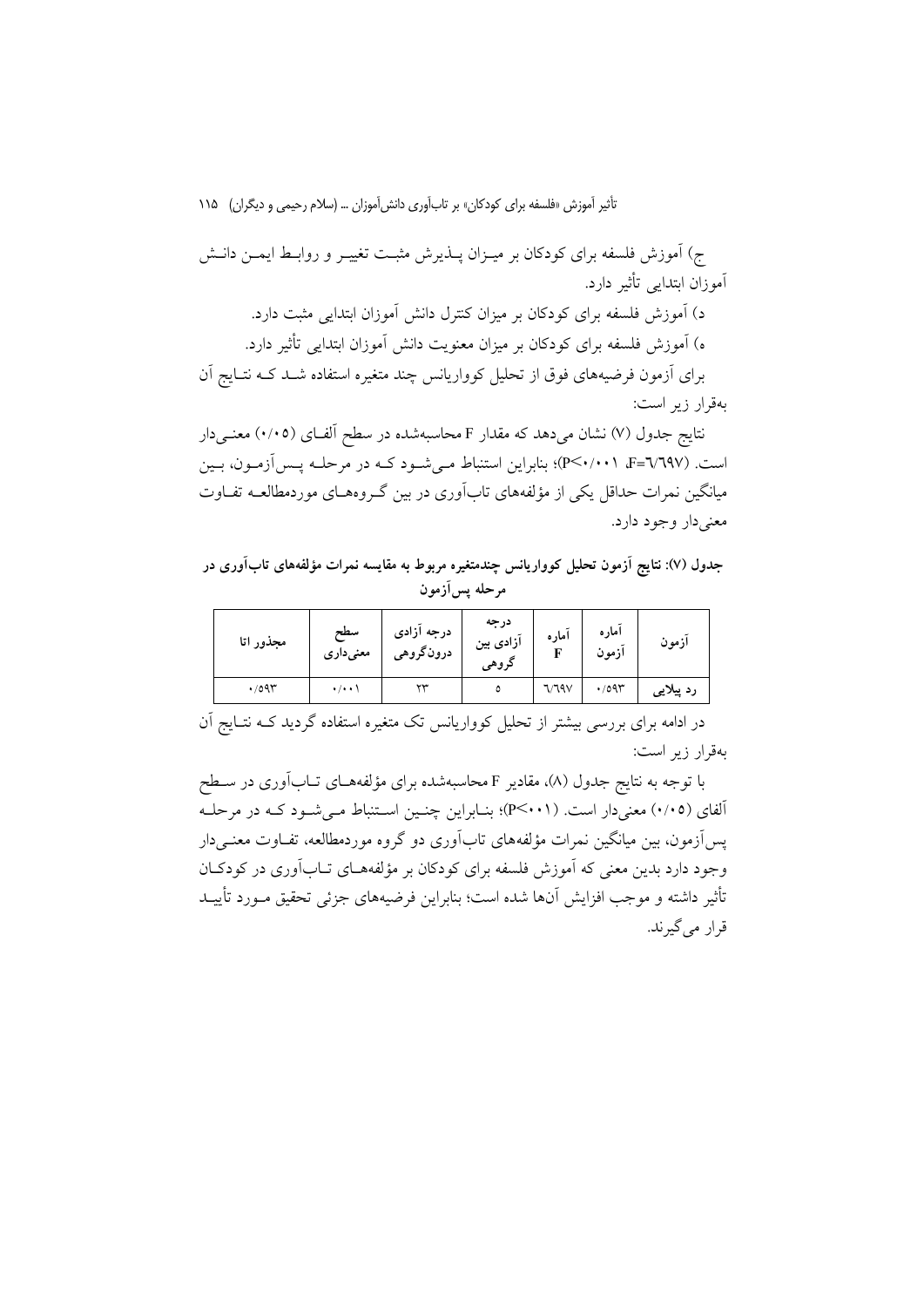ج) آموزش فلسفه برای کودکان بر میزان پذیرش مثبت تغییر و روابط ایمن دانش آموزان ابتدایی تأثیر دارد.

د) آموزش فلسفه برای کودکان بر میزان کنترل دانش آموزان ابتدایی مثبت دارد.

ه) آموزش فلسفه برای کودکان بر میزان معنویت دانش آموزان ابتدایی تأثیر دارد.

برای آزمون فرضیه‌های فوق از تحلیل کوواریانس چند متغیره استفاده شد که نتایج آن به‌قرار زیر است:

نتایج جدول (۷) نشان می‌دهد که مقدار F محاسبه‌شده در سطح آلفای (۰/۰۵) معنی‌دار است. (F=٦/٦٩٧، P<۰/۰۰۱)؛ بنابراین استنباط می‌شود که در مرحله پس‌آزمون، بین میانگین نمرات حداقل یکی از مؤلفه‌های تاب‌آوری در بین گروه‌های موردمطالعه تفاوت معنی‌دار وجود دارد.

**جدول (۷): نتایج آزمون تحلیل کوواریانس چندمتغیره مربوط به مقایسه نمرات مؤلفه‌های تاب‌آوری در مرحله پس‌آزمون**

| آزمون | آماره آزمون | آماره F | درجه آزادی بین گروهی | درجه آزادی درون‌گروهی | سطح معنی‌داری | مجذور اتا |
|---|---|---|---|---|---|---|
| رد پیلایی | ۰/۵۹۳ | ٦/٦٩٧ | ٥ | ٢٣ | ۰/۰۰۱ | ۰/۵۹۳ |

در ادامه برای بررسی بیشتر از تحلیل کوواریانس تک متغیره استفاده گردید که نتایج آن به‌قرار زیر است:

با توجه به نتایج جدول (۸)، مقادیر F محاسبه‌شده برای مؤلفه‌های تاب‌آوری در سطح آلفای (۰/۰۵) معنی‌دار است. (P<۰۰۱)؛ بنابراین چنین استنباط می‌شود که در مرحله پس‌آزمون، بین میانگین نمرات مؤلفه‌های تاب‌آوری دو گروه موردمطالعه، تفاوت معنی‌دار وجود دارد بدین معنی که آموزش فلسفه برای کودکان بر مؤلفه‌های تاب‌آوری در کودکان تأثیر داشته و موجب افزایش آن‌ها شده است؛ بنابراین فرضیه‌های جزئی تحقیق مورد تأیید قرار می‌گیرند.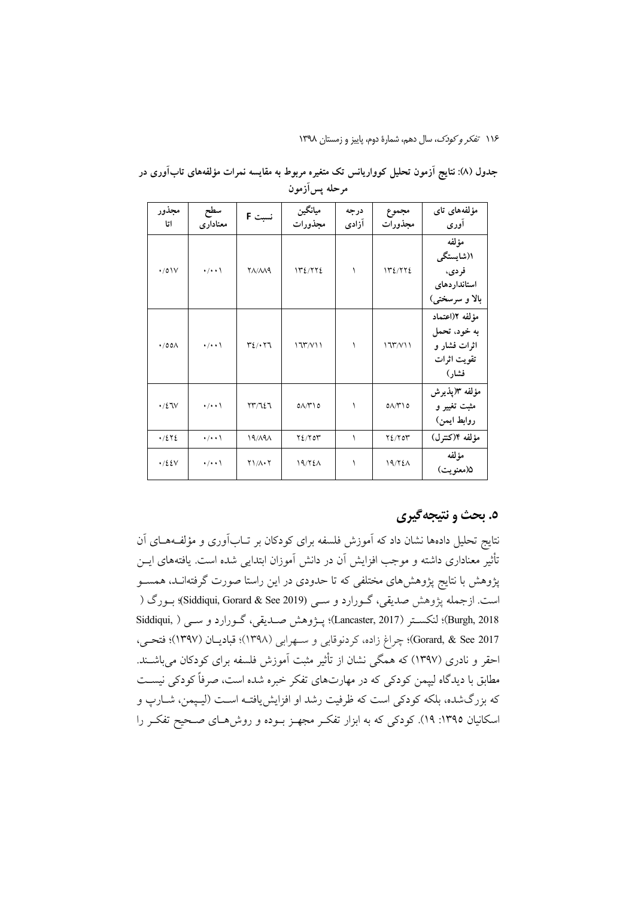جدول (۸): نتایج آزمون تحلیل کوواریانس تک متغیره مربوط به مقایسه نمرات مؤلفه‌های تاب‌آوری در مرحله پس‌آزمون

| مؤلفه‌های تاب آوری | مجموع مجذورات | درجه آزادی | میانگین مجذورات | نسبت F | سطح معناداری | مجذور اتا |
|---|---|---|---|---|---|---|
| مؤلفه ۱(شایستگی فردی، استانداردهای بالا و سرسختی) | ۱۳۴/۲۲۴ | ۱ | ۱۳۴/۲۲۴ | ۲۸/۸۸۹ | ۰/۰۰۱ | ۰/۵۱۷ |
| مؤلفه ۲(اعتماد به خود، تحمل اثرات فشار و تقویت اثرات فشار) | ۱۶۳/۷۱۱ | ۱ | ۱۶۳/۷۱۱ | ۳۴/۰۲۶ | ۰/۰۰۱ | ۰/۵۵۸ |
| مؤلفه ۳(پذیرش مثبت تغییر و روابط ایمن) | ۵۸/۳۱۵ | ۱ | ۵۸/۳۱۵ | ۲۳/۶۴۶ | ۰/۰۰۱ | ۰/۴۶۷ |
| مؤلفه ۴(کنترل) | ۲۴/۲۵۳ | ۱ | ۲۴/۲۵۳ | ۱۹/۸۹۸ | ۰/۰۰۱ | ۰/۴۲۴ |
| مؤلفه ۵(معنویت) | ۱۹/۲۴۸ | ۱ | ۱۹/۲۴۸ | ۲۱/۸۰۲ | ۰/۰۰۱ | ۰/۴۴۷ |

## ۵. بحث و نتیجه‌گیری

نتایج تحلیل داده‌ها نشان داد که آموزش فلسفه برای کودکان بر تاب‌آوری و مؤلفه‌های آن تأثیر معناداری داشته و موجب افزایش آن در دانش آموزان ابتدایی شده است. یافته‌های این پژوهش با نتایج پژوهش‌های مختلفی که تا حدودی در این راستا صورت گرفته‌اند، همسو است. ازجمله پژوهش صدیقی، گورارد و سی (Siddiqui, Gorard & See 2019)؛ بورگ (Burgh, 2018)؛ لنکستر (Lancaster, 2017)؛ پژوهش صدیقی، گورارد و سی (Siddiqui, Gorard, & See 2017)؛ چراغ زاده، کردنوقابی و سهرابی (۱۳۹۸)؛ قبادیان (۱۳۹۷)؛ فتحی، احقر و نادری (۱۳۹۷) که همگی نشان از تأثیر مثبت آموزش فلسفه برای کودکان می‌باشند. مطابق با دیدگاه لیپمن کودکی که در مهارت‌های تفکر خبره شده است، صرفاً کودکی نیست که بزرگ‌شده، بلکه کودکی است که ظرفیت رشد او افزایش‌یافته است (لیپمن، شارپ و اسکانیان ۱۳۹۵: ۱۹). کودکی که به ابزار تفکر مجهز بوده و روش‌های صحیح تفکر را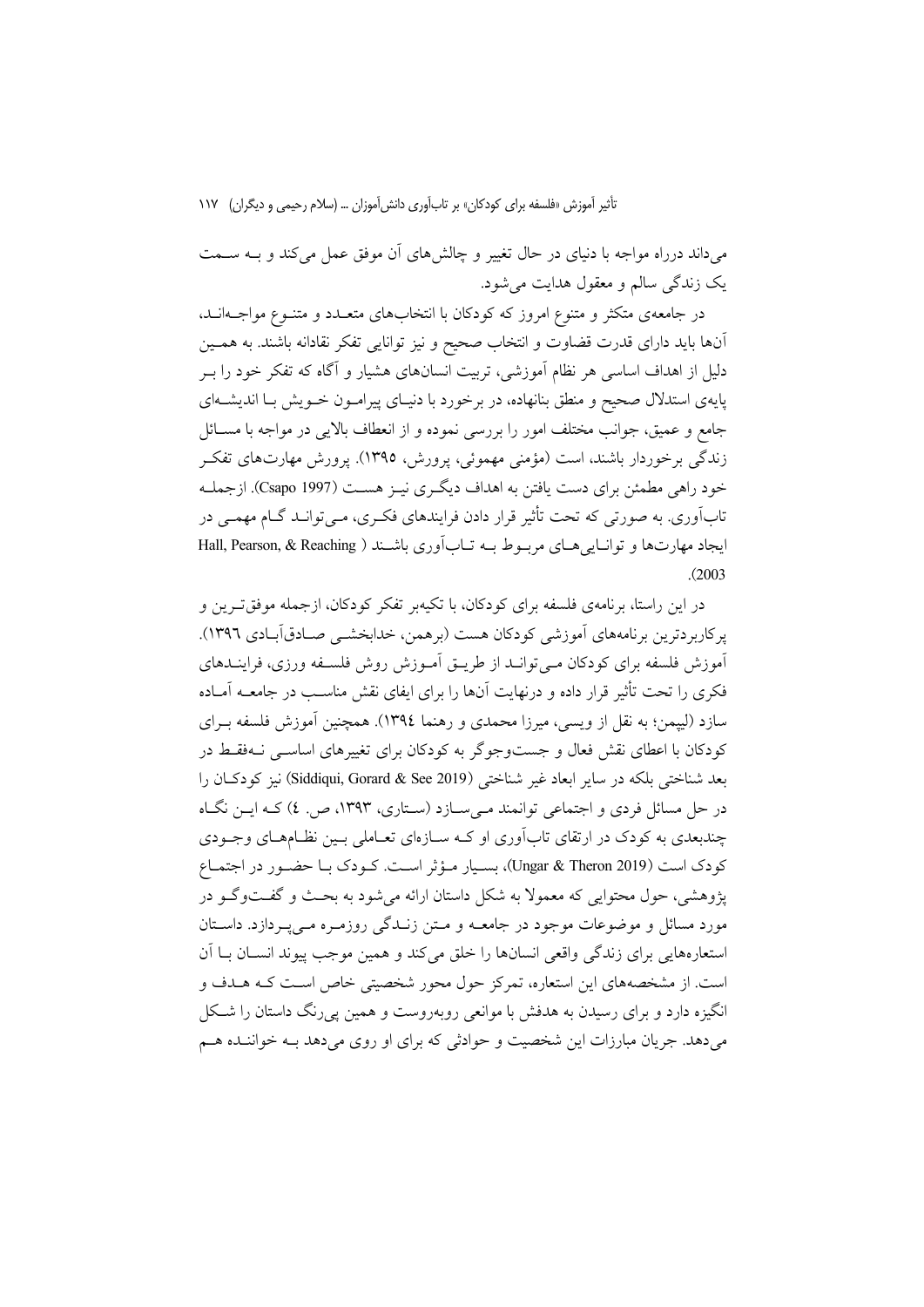می‌داند درراه مواجه با دنیای در حال تغییر و چالش‌های آن موفق عمل می‌کند و بـه سـمت یک زندگی سالم و معقول هدایت می‌شود.

در جامعه‌ی متکثر و متنوع امروز که کودکان با انتخاب‌های متعـدد و متنـوع مواجـه‌انـد، آن‌ها باید دارای قدرت قضاوت و انتخاب صحیح و نیز توانایی تفکر نقادانه باشند. به همـین دلیل از اهداف اساسی هر نظام آموزشی، تربیت انسان‌های هشیار و آگاه که تفکر خود را بـر پایه‌ی استدلال صحیح و منطق بنانهاده، در برخورد با دنیـای پیرامـون خـویش بـا اندیشـه‌ای جامع و عمیق، جوانب مختلف امور را بررسی نموده و از انعطاف بالایی در مواجه با مسـائل زندگی برخوردار باشند، است (مؤمنی مهموئی، پرورش، ١٣٩٥). پرورش مهارت‌های تفکـر خود راهی مطمئن برای دست یافتن به اهداف دیگـری نیـز هسـت (Csapo 1997). ازجملـه تاب‌آوری. به صورتی که تحت تأثیر قرار دادن فرایندهای فکـری، مـی‌توانـد گـام مهمـی در ایجاد مهارت‌ها و توانـایی‌هـای مربـوط بـه تـاب‌آوری باشـد (Hall, Pearson, & Reaching 2003).

در این راستا، برنامه‌ی فلسفه برای کودکان، با تکیه‌بر تفکر کودکان، ازجمله موفق‌تـرین و پرکاربردترین برنامه‌های آموزشی کودکان هست (برهمن، خدابخشـی صـادق‌آبـادی ١٣٩٦). آموزش فلسفه برای کودکان مـی‌توانـد از طریـق آمـوزش روش فلسـفه ورزی، فراینـدهای فکری را تحت تأثیر قرار داده و درنهایت آن‌ها را برای ایفای نقش مناسـب در جامعـه آمـاده سازد (لیپمن؛ به نقل از ویسی، میرزا محمدی و رهنما ١٣٩٤). همچنین آموزش فلسفه بـرای کودکان با اعطای نقش فعال و جست‌وجوگر به کودکان برای تغییرهای اساسـی نـه‌فقـط در بعد شناختی بلکه در سایر ابعاد غیر شناختی (Siddiqui, Gorard & See 2019) نیز کودکـان را در حل مسائل فردی و اجتماعی توانمند مـی‌سـازد (سـتاری، ١٣٩٣، ص. ٤) کـه ایـن نگـاه چندبعدی به کودک در ارتقای تاب‌آوری او کـه سـازه‌ای تعـاملی بـین نظـام‌هـای وجـودی کودک است (Ungar & Theron 2019)، بسـیار مـؤثر اسـت. کـودک بـا حضـور در اجتمـاع پژوهشی، حول محتوایی که معمولا به شکل داستان ارائه می‌شود به بحـث و گفـت‌وگـو در مورد مسائل و موضوعات موجود در جامعـه و مـتن زنـدگی روزمـره مـی‌پـردازد. داسـتان استعاره‌هایی برای زندگی واقعی انسان‌ها را خلق می‌کند و همین موجب پیوند انسـان بـا آن است. از مشخصه‌های این استعاره، تمرکز حول محور شخصیتی خاص اسـت کـه هـدف و انگیزه دارد و برای رسیدن به هدفش با موانعی روبه‌روست و همین پی‌رنگ داستان را شـکل می‌دهد. جریان مبارزات این شخصیت و حوادثی که برای او روی می‌دهد بـه خواننـده هـم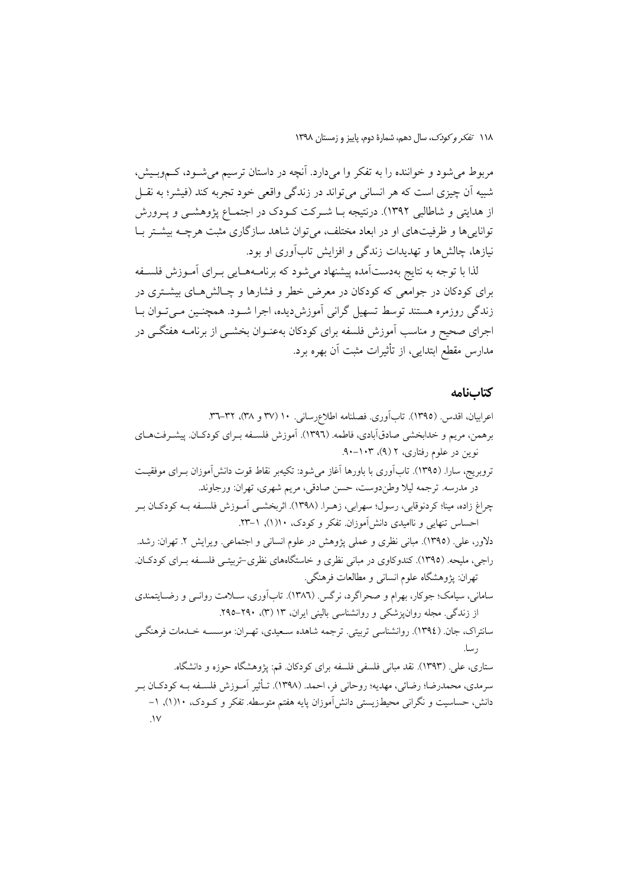مربوط می‌شود و خواننده را به تفکر وا می‌دارد. آنچه در داستان ترسیم می‌شود، کم‌وبیش، شبیه آن چیزی است که هر انسانی می‌تواند در زندگی واقعی خود تجربه کند (فیشر؛ به نقل از هدایتی و شاطلبی ۱۳۹۲). درنتیجه با شرکت کودک در اجتماع پژوهشی و پرورش توانایی‌ها و ظرفیت‌های او در ابعاد مختلف، می‌توان شاهد سازگاری مثبت هرچه بیشتر با نیازها، چالش‌ها و تهدیدات زندگی و افزایش تاب‌آوری او بود.

لذا با توجه به نتایج به‌دست‌آمده پیشنهاد می‌شود که برنامه‌هایی برای آموزش فلسفه برای کودکان در جوامعی که کودکان در معرض خطر و فشارها و چالش‌های بیشتری در زندگی روزمره هستند توسط تسهیل گرانی آموزش‌دیده، اجرا شود. همچنین می‌توان با اجرای صحیح و مناسب آموزش فلسفه برای کودکان به‌عنوان بخشی از برنامه هفتگی در مدارس مقطع ابتدایی، از تأثیرات مثبت آن بهره برد.

## کتاب‌نامه

اعرابیان، اقدس. (۱۳۹۵). تاب‌آوری. فصلنامه اطلاع‌رسانی. ۱۰ (۳۷ و ۳۸)، ۳۲-۳۶.

برهمن، مریم و خدابخشی صادق‌آبادی، فاطمه. (۱۳۹٦). آموزش فلسفه برای کودکان. پیشرفت‌های نوین در علوم رفتاری، ۲ (۹)، ۱۰۳-۹۰.

ترویریج، سارا. (۱۳۹۵). تاب‌آوری با باورها آغاز می‌شود: تکیه‌بر نقاط قوت دانش‌آموزان برای موفقیت در مدرسه. ترجمه لیلا وطن‌دوست، حسن صادقی، مریم شهری، تهران: ورجاوند.

چراغ زاده، مینا؛ کردنوقابی، رسول؛ سهرابی، زهرا. (۱۳۹۸). اثربخشی آموزش فلسفه به کودکان بر احساس تنهایی و ناامیدی دانش‌آموزان. تفکر و کودک، ۱۰(۱)، ۱-۲۳.

دلاور، علی. (۱۳۹۵). مبانی نظری و عملی پژوهش در علوم انسانی و اجتماعی. ویرایش ۲. تهران: رشد.

راجی، ملیحه. (۱۳۹۵). کندوکاوی در مبانی نظری و خاستگاه‌های نظری-تربیتی فلسفه برای کودکان. تهران: پژوهشگاه علوم انسانی و مطالعات فرهنگی.

سامانی، سیامک؛ جوکار، بهرام و صحراگرد، نرگس. (۱۳۸٦). تاب‌آوری، سلامت روانی و رضایتمندی از زندگی. مجله روان‌پزشکی و روانشناسی بالینی ایران، ۱۳ (۳)، ۲۹۰-۲۹۵.

سانتراک، جان. (۱۳۹٤). روانشناسی تربیتی. ترجمه شاهده سعیدی، تهران: موسسه خدمات فرهنگی رسا.

ستاری، علی. (۱۳۹۳). نقد مبانی فلسفی فلسفه برای کودکان. قم: پژوهشگاه حوزه و دانشگاه.

سرمدی، محمدرضا؛ رضائی، مهدیه؛ روحانی فر، احمد. (۱۳۹۸). تأثیر آموزش فلسفه به کودکان بر دانش، حساسیت و نگرانی محیط‌زیستی دانش‌آموزان پایه هفتم متوسطه. تفکر و کودک، ۱۰(۱)، ۱-۱۷.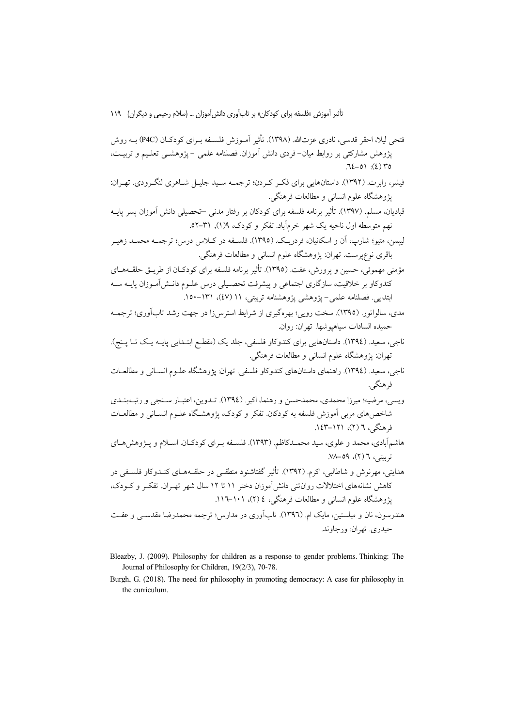فتحی لیلا، احقر قدسی، نادری عزت‌الله. (۱۳۹۸). تأثیر آموزش فلسفه برای کودکان (P4C) به روش پژوهش مشارکتی بر روابط میان- فردی دانش آموزان. فصلنامه علمی - پژوهشی تعلیم و تربیت، ۳۵ (٤): ٥١-٦٤.

فیشر، رابرت. (۱۳۹۲). داستان‌هایی برای فکر کردن؛ ترجمه سید جلیل شاهری لنگرودی. تهران: پژوهشگاه علوم انسانی و مطالعات فرهنگی.

قبادیان، مسلم. (۱۳۹۷). تأثیر برنامه فلسفه برای کودکان بر رفتار مدنی –تحصیلی دانش آموزان پسر پایه نهم متوسطه اول ناحیه یک شهر خرم‌آباد. تفکر و کودک، ۹(۱)، ۳۱-۵۲.

لیپمن، متیو؛ شارپ، آن و اسکانیان، فردریک. (۱۳۹٥). فلسفه در کلاس درس؛ ترجمه محمد زهیر باقری نوع‌پرست. تهران: پژوهشگاه علوم انسانی و مطالعات فرهنگی.

مؤمنی مهموئی، حسین و پرورش، عفت. (۱۳۹٥). تأثیر برنامه فلسفه برای کودکان از طریق حلقه‌های کندوکاو بر خلاقیت، سازگاری اجتماعی و پیشرفت تحصیلی درس علوم دانش‌آموزان پایه سه ابتدایی. فصلنامه علمی- پژوهشی پژوهشنامه تربیتی، ۱۱ (٤٧)، ۱۳۱-۱٥۰.

مدی، سالواتور. (۱۳۹٥). سخت رویی؛ بهره‌گیری از شرایط استرس‌زا در جهت رشد تاب‌آوری؛ ترجمه حمیده السادات سیاهپوشها. تهران: روان.

ناجی، سعید. (۱۳۹٤). داستان‌هایی برای کندوکاو فلسفی، جلد یک (مقطع ابتدایی پایه یک تا پنج). تهران: پژوهشگاه علوم انسانی و مطالعات فرهنگی.

ناجی، سعید. (۱۳۹٤). راهنمای داستان‌های کندوکاو فلسفی. تهران: پژوهشگاه علوم انسانی و مطالعات فرهنگی.

ویسی، مرضیه؛ میرزا محمدی، محمدحسن و رهنما، اکبر. (۱۳۹٤). تدوین، اعتبار سنجی و رتبه‌بندی شاخص‌های مربی آموزش فلسفه به کودکان. تفکر و کودک، پژوهشگاه علوم انسانی و مطالعات فرهنگی، ٦ (۲)، ۱۲۱-۱٤۳.

هاشم‌آبادی، محمد و علوی، سید محمدکاظم. (۱۳۹۳). فلسفه برای کودکان. اسلام و پژوهش‌های تربیتی، ٦ (۲)، ٥۹-۷۸.

هدایتی، مهرنوش و شاطالبی، اکرم. (۱۳۹۲). تأثیر گفتاشنود منطقی در حلقه‌های کندوکاو فلسفی در کاهش نشانه‌های اختلالات روان‌تنی دانش‌آموزان دختر ۱۱ تا ۱۲ سال شهر تهران. تفکر و کودک، پژوهشگاه علوم انسانی و مطالعات فرهنگی، ٤ (۲)، ۱۰۱-۱۱٦.

هندرسون، نان و میلستین، مایک ام. (۱۳۹٦). تاب‌آوری در مدارس؛ ترجمه محمدرضا مقدسی و عفت حیدری. تهران: ورجاوند.

Bleazby, J. (2009). Philosophy for children as a response to gender problems. Thinking: The Journal of Philosophy for Children, 19(2/3), 70-78.

Burgh, G. (2018). The need for philosophy in promoting democracy: A case for philosophy in the curriculum.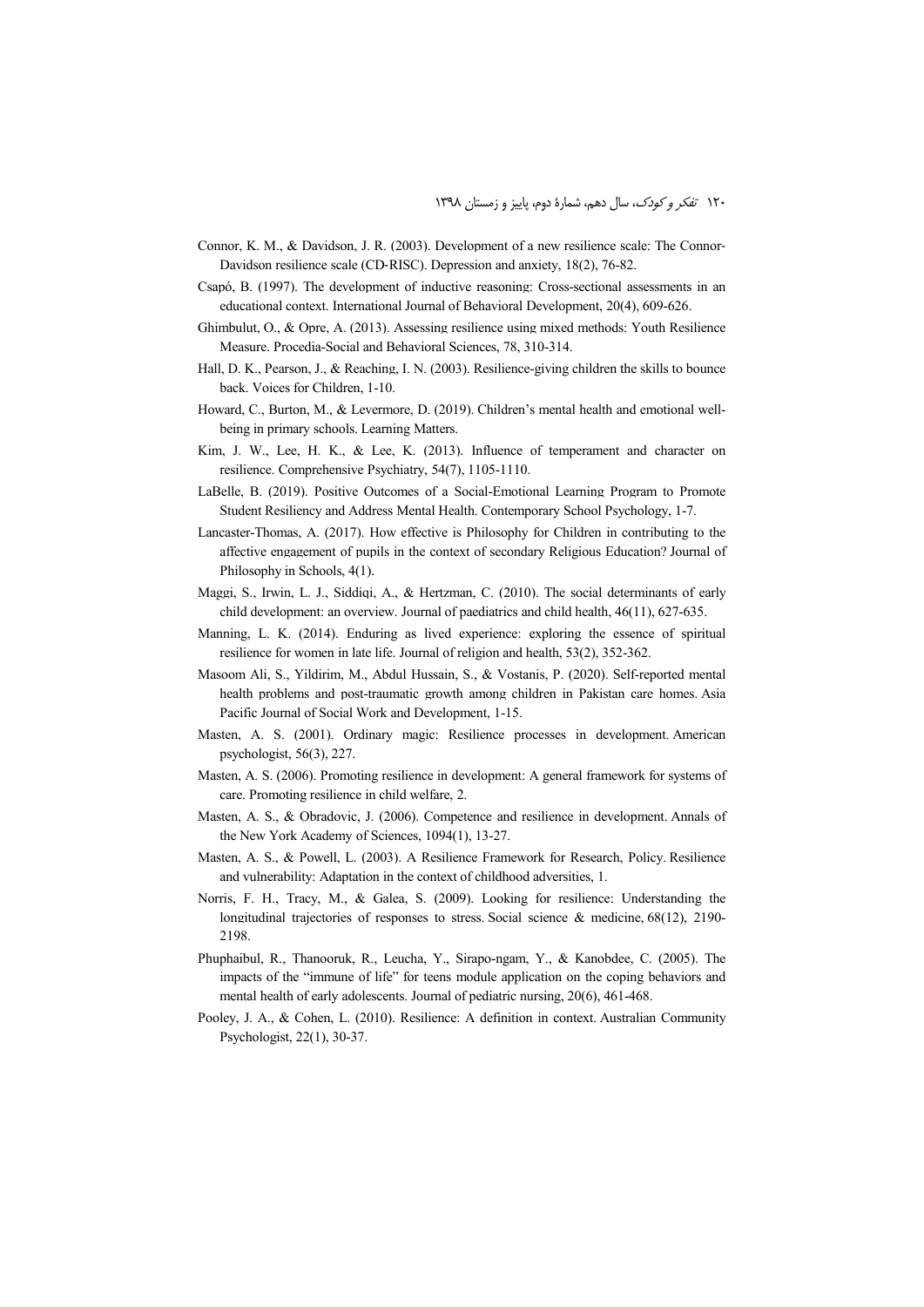Connor, K. M., & Davidson, J. R. (2003). Development of a new resilience scale: The Connor-Davidson resilience scale (CD-RISC). Depression and anxiety, 18(2), 76-82.

Csapó, B. (1997). The development of inductive reasoning: Cross-sectional assessments in an educational context. International Journal of Behavioral Development, 20(4), 609-626.

Ghimbulut, O., & Opre, A. (2013). Assessing resilience using mixed methods: Youth Resilience Measure. Procedia-Social and Behavioral Sciences, 78, 310-314.

Hall, D. K., Pearson, J., & Reaching, I. N. (2003). Resilience-giving children the skills to bounce back. Voices for Children, 1-10.

Howard, C., Burton, M., & Levermore, D. (2019). Children's mental health and emotional well-being in primary schools. Learning Matters.

Kim, J. W., Lee, H. K., & Lee, K. (2013). Influence of temperament and character on resilience. Comprehensive Psychiatry, 54(7), 1105-1110.

LaBelle, B. (2019). Positive Outcomes of a Social-Emotional Learning Program to Promote Student Resiliency and Address Mental Health. Contemporary School Psychology, 1-7.

Lancaster-Thomas, A. (2017). How effective is Philosophy for Children in contributing to the affective engagement of pupils in the context of secondary Religious Education? Journal of Philosophy in Schools, 4(1).

Maggi, S., Irwin, L. J., Siddiqi, A., & Hertzman, C. (2010). The social determinants of early child development: an overview. Journal of paediatrics and child health, 46(11), 627-635.

Manning, L. K. (2014). Enduring as lived experience: exploring the essence of spiritual resilience for women in late life. Journal of religion and health, 53(2), 352-362.

Masoom Ali, S., Yildirim, M., Abdul Hussain, S., & Vostanis, P. (2020). Self-reported mental health problems and post-traumatic growth among children in Pakistan care homes. Asia Pacific Journal of Social Work and Development, 1-15.

Masten, A. S. (2001). Ordinary magic: Resilience processes in development. American psychologist, 56(3), 227.

Masten, A. S. (2006). Promoting resilience in development: A general framework for systems of care. Promoting resilience in child welfare, 2.

Masten, A. S., & Obradovic, J. (2006). Competence and resilience in development. Annals of the New York Academy of Sciences, 1094(1), 13-27.

Masten, A. S., & Powell, L. (2003). A Resilience Framework for Research, Policy. Resilience and vulnerability: Adaptation in the context of childhood adversities, 1.

Norris, F. H., Tracy, M., & Galea, S. (2009). Looking for resilience: Understanding the longitudinal trajectories of responses to stress. Social science & medicine, 68(12), 2190-2198.

Phuphaibul, R., Thanooruk, R., Leucha, Y., Sirapo-ngam, Y., & Kanobdee, C. (2005). The impacts of the "immune of life" for teens module application on the coping behaviors and mental health of early adolescents. Journal of pediatric nursing, 20(6), 461-468.

Pooley, J. A., & Cohen, L. (2010). Resilience: A definition in context. Australian Community Psychologist, 22(1), 30-37.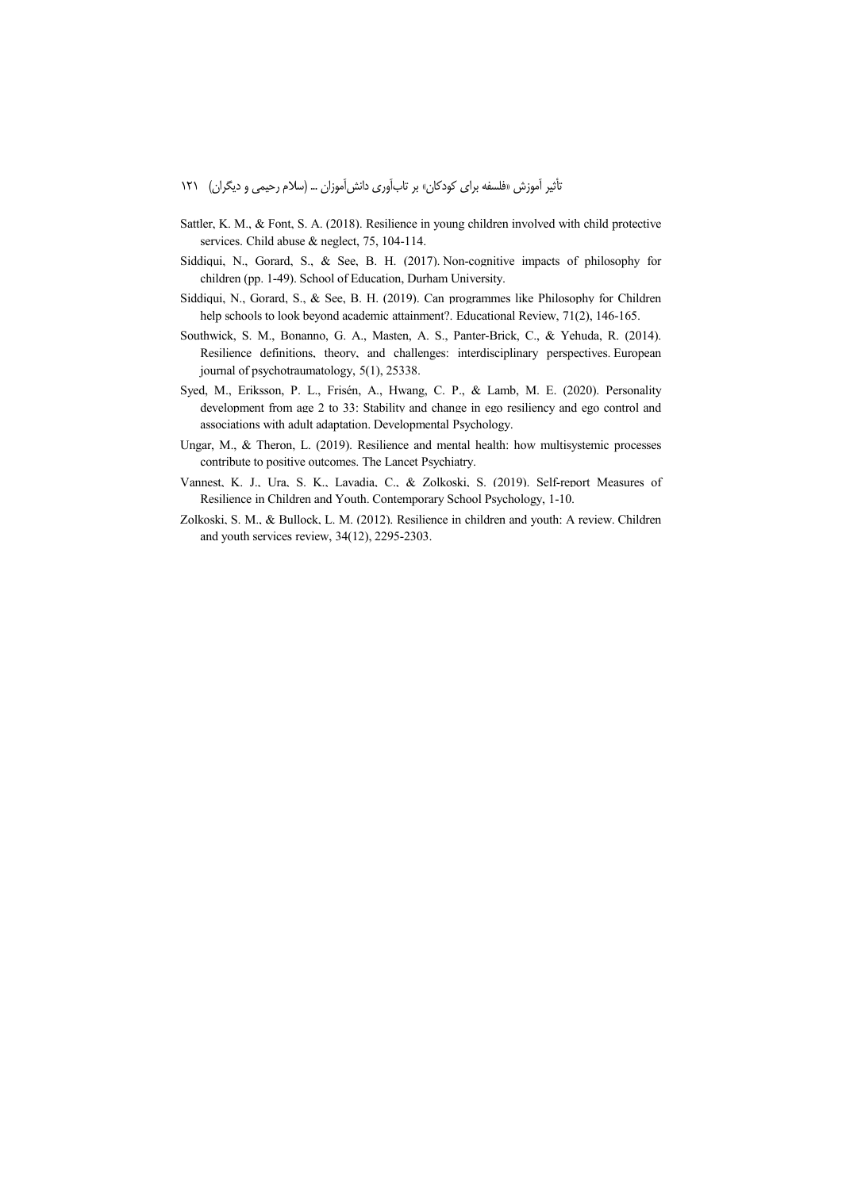Sattler, K. M., & Font, S. A. (2018). Resilience in young children involved with child protective services. Child abuse & neglect, 75, 104-114.

Siddiqui, N., Gorard, S., & See, B. H. (2017). Non-cognitive impacts of philosophy for children (pp. 1-49). School of Education, Durham University.

Siddiqui, N., Gorard, S., & See, B. H. (2019). Can programmes like Philosophy for Children help schools to look beyond academic attainment?. Educational Review, 71(2), 146-165.

Southwick, S. M., Bonanno, G. A., Masten, A. S., Panter-Brick, C., & Yehuda, R. (2014). Resilience definitions, theory, and challenges: interdisciplinary perspectives. European journal of psychotraumatology, 5(1), 25338.

Syed, M., Eriksson, P. L., Frisén, A., Hwang, C. P., & Lamb, M. E. (2020). Personality development from age 2 to 33: Stability and change in ego resiliency and ego control and associations with adult adaptation. Developmental Psychology.

Ungar, M., & Theron, L. (2019). Resilience and mental health: how multisystemic processes contribute to positive outcomes. The Lancet Psychiatry.

Vannest, K. J., Ura, S. K., Lavadia, C., & Zolkoski, S. (2019). Self-report Measures of Resilience in Children and Youth. Contemporary School Psychology, 1-10.

Zolkoski, S. M., & Bullock, L. M. (2012). Resilience in children and youth: A review. Children and youth services review, 34(12), 2295-2303.